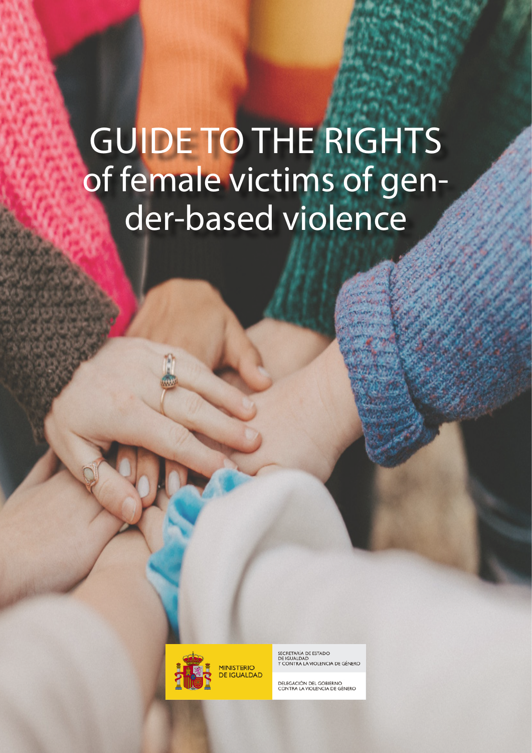# GUIDE TO THE RIGHTS of female victims of gender-based violence

MINISTERIO DE IGUALDAD

SECRETARÍA DE ESTADO DE IGUALDAD Y CONTRA LA VIOLENCIA DE GÉNERO

DELEGACIÓN DEL GOBIERNO CONTRA LA VIOLENCIA DE GÉNERO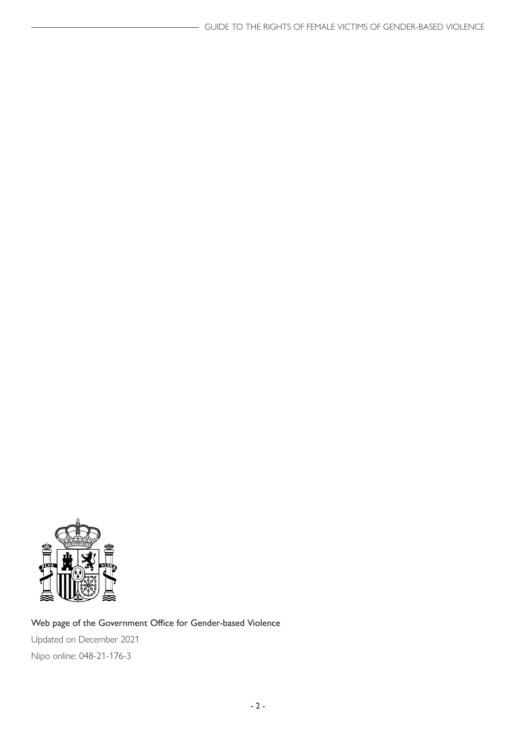Web page of the Government Office for Gender-based Violence

Updated on December 2021

Nipo online: 048-21-176-3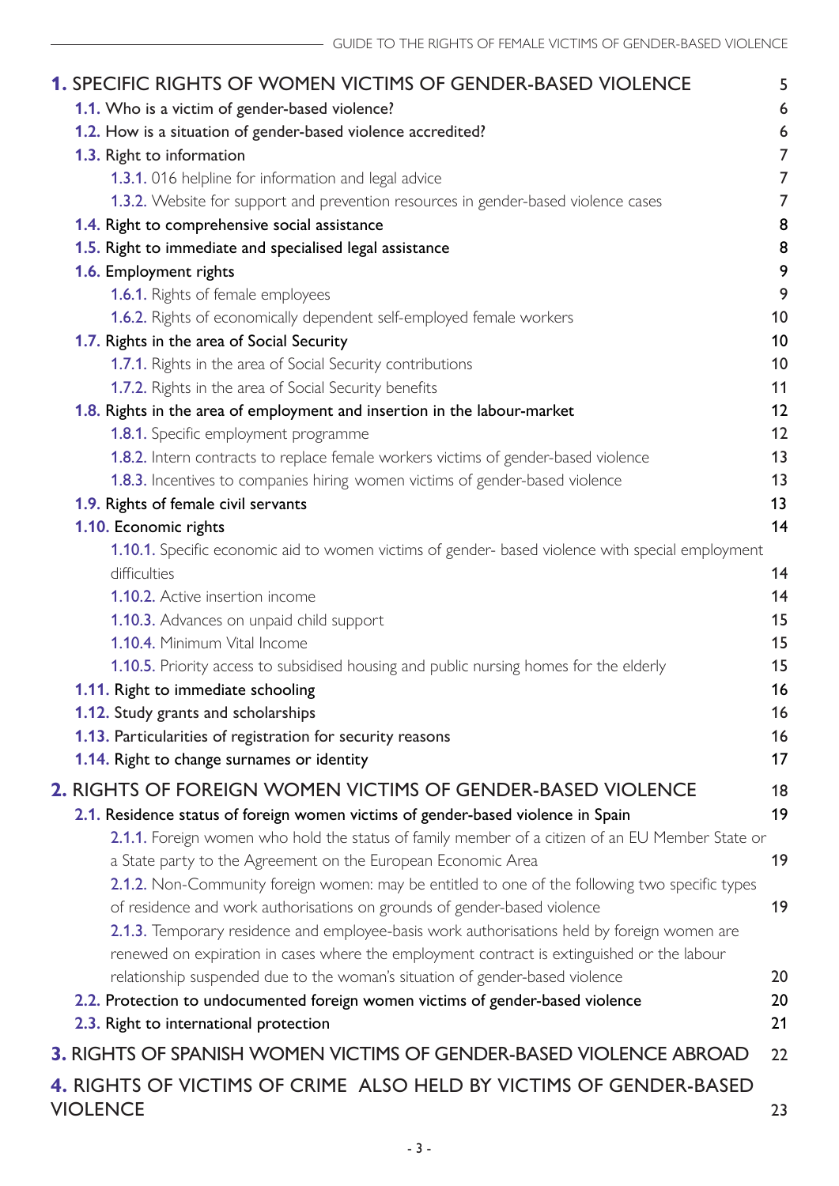**1.** SPECIFIC RIGHTS OF WOMEN VICTIMS OF GENDER-BASED VIOLENCE 5

- **1.1.** Who is a victim of gender-based violence? 6
- **1.2.** How is a situation of gender-based violence accredited? 6
- **1.3.** Right to information 7
  - **1.3.1.** 016 helpline for information and legal advice 7
  - **1.3.2.** Website for support and prevention resources in gender-based violence cases 7
- **1.4.** Right to comprehensive social assistance 8
- **1.5.** Right to immediate and specialised legal assistance 8
- **1.6.** Employment rights 9
  - **1.6.1.** Rights of female employees 9
  - **1.6.2.** Rights of economically dependent self-employed female workers 10
- **1.7.** Rights in the area of Social Security 10
  - **1.7.1.** Rights in the area of Social Security contributions 10
  - **1.7.2.** Rights in the area of Social Security benefits 11
- **1.8.** Rights in the area of employment and insertion in the labour-market 12
  - **1.8.1.** Specific employment programme 12
  - **1.8.2.** Intern contracts to replace female workers victims of gender-based violence 13
  - **1.8.3.** Incentives to companies hiring women victims of gender-based violence 13
- **1.9.** Rights of female civil servants 13
- **1.10.** Economic rights 14
  - **1.10.1.** Specific economic aid to women victims of gender- based violence with special employment difficulties 14
  - **1.10.2.** Active insertion income 14
  - **1.10.3.** Advances on unpaid child support 15
  - **1.10.4.** Minimum Vital Income 15
  - **1.10.5.** Priority access to subsidised housing and public nursing homes for the elderly 15
- **1.11.** Right to immediate schooling 16
- **1.12.** Study grants and scholarships 16
- **1.13.** Particularities of registration for security reasons 16
- **1.14.** Right to change surnames or identity 17

**2.** RIGHTS OF FOREIGN WOMEN VICTIMS OF GENDER-BASED VIOLENCE 18

- **2.1.** Residence status of foreign women victims of gender-based violence in Spain 19
  - **2.1.1.** Foreign women who hold the status of family member of a citizen of an EU Member State or a State party to the Agreement on the European Economic Area 19
  - **2.1.2.** Non-Community foreign women: may be entitled to one of the following two specific types of residence and work authorisations on grounds of gender-based violence 19
  - **2.1.3.** Temporary residence and employee-basis work authorisations held by foreign women are renewed on expiration in cases where the employment contract is extinguished or the labour relationship suspended due to the woman's situation of gender-based violence 20
- **2.2.** Protection to undocumented foreign women victims of gender-based violence 20
- **2.3.** Right to international protection 21

**3.** RIGHTS OF SPANISH WOMEN VICTIMS OF GENDER-BASED VIOLENCE ABROAD 22

**4.** RIGHTS OF VICTIMS OF CRIME ALSO HELD BY VICTIMS OF GENDER-BASED VIOLENCE 23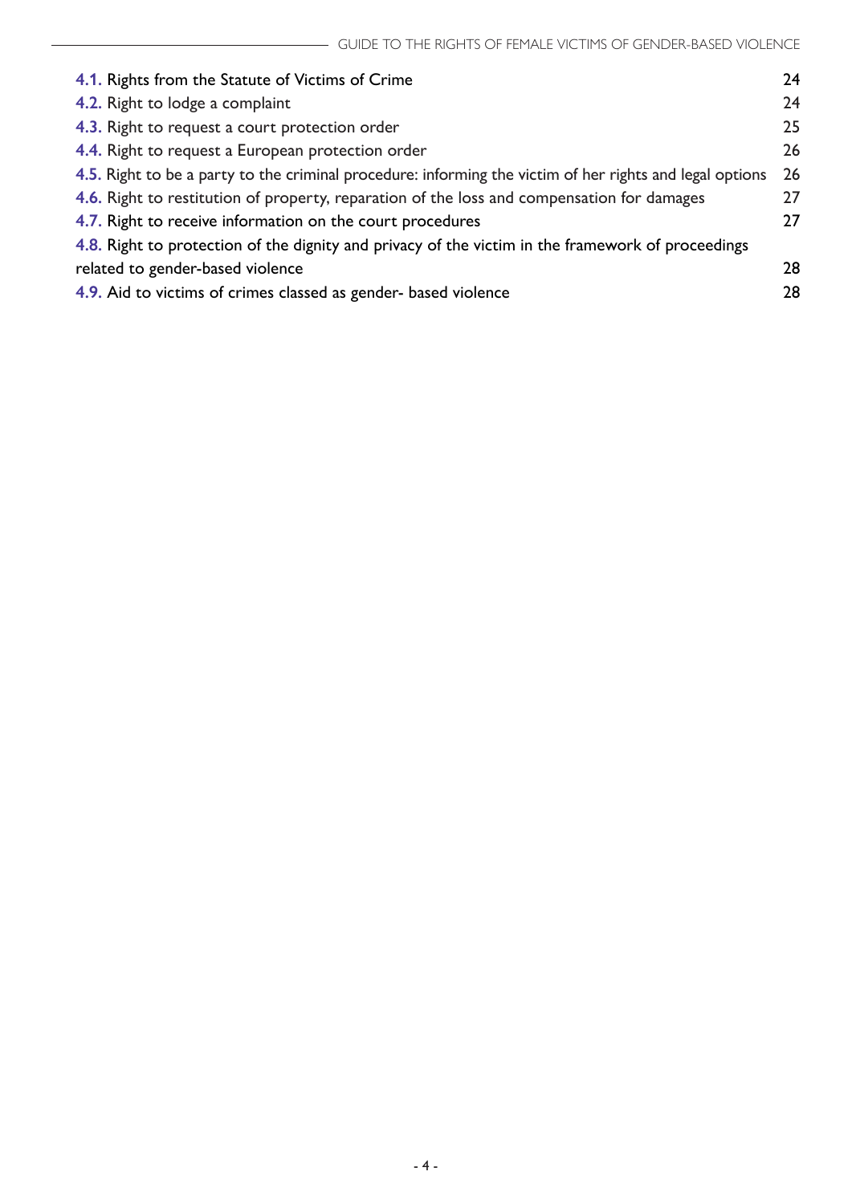4.1. Rights from the Statute of Victims of Crime 24
4.2. Right to lodge a complaint 24
4.3. Right to request a court protection order 25
4.4. Right to request a European protection order 26
4.5. Right to be a party to the criminal procedure: informing the victim of her rights and legal options 26
4.6. Right to restitution of property, reparation of the loss and compensation for damages 27
4.7. Right to receive information on the court procedures 27
4.8. Right to protection of the dignity and privacy of the victim in the framework of proceedings related to gender-based violence 28
4.9. Aid to victims of crimes classed as gender- based violence 28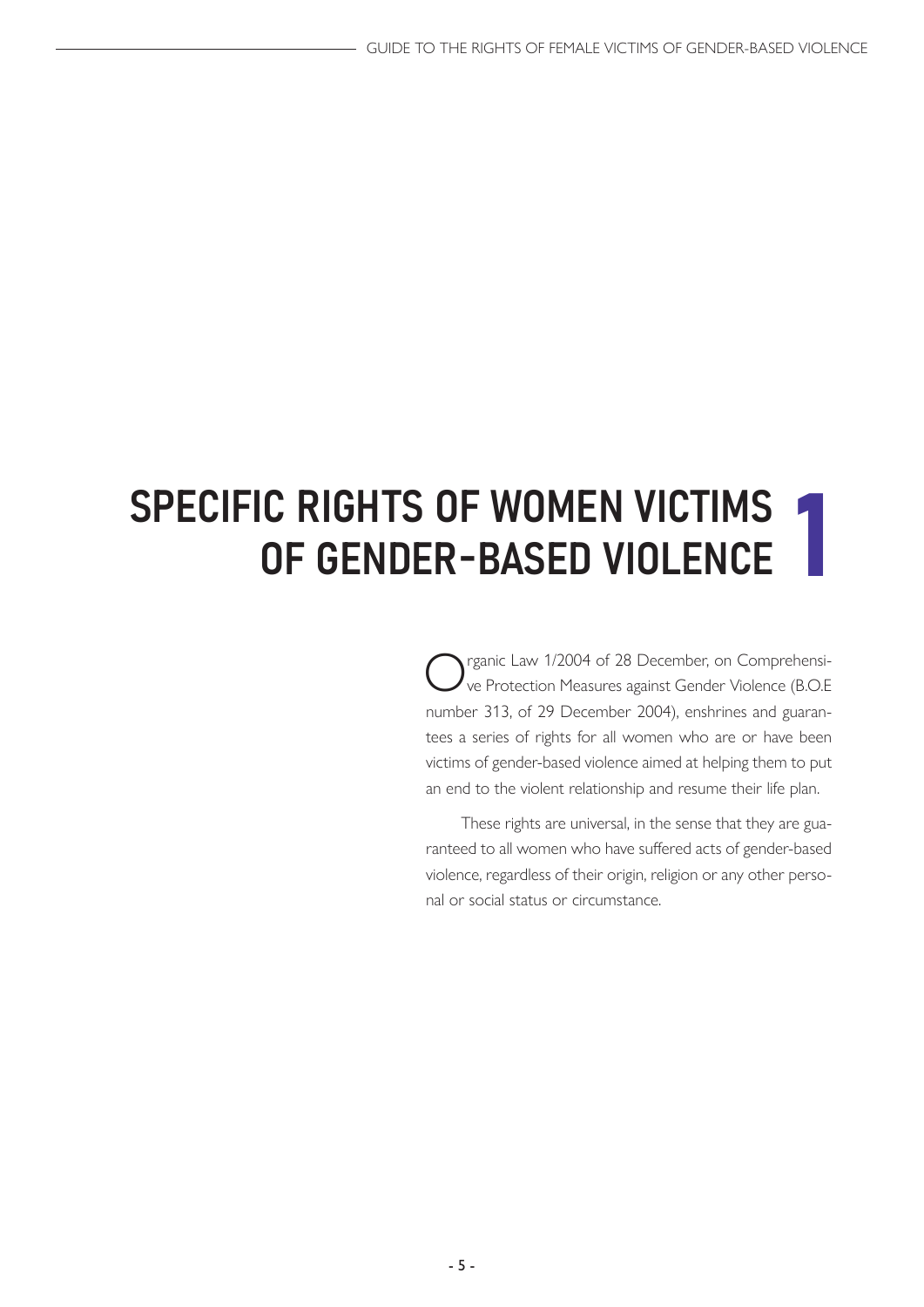# 1 SPECIFIC RIGHTS OF WOMEN VICTIMS OF GENDER-BASED VIOLENCE

Organic Law 1/2004 of 28 December, on Comprehensive Protection Measures against Gender Violence (B.O.E number 313, of 29 December 2004), enshrines and guarantees a series of rights for all women who are or have been victims of gender-based violence aimed at helping them to put an end to the violent relationship and resume their life plan.

These rights are universal, in the sense that they are guaranteed to all women who have suffered acts of gender-based violence, regardless of their origin, religion or any other personal or social status or circumstance.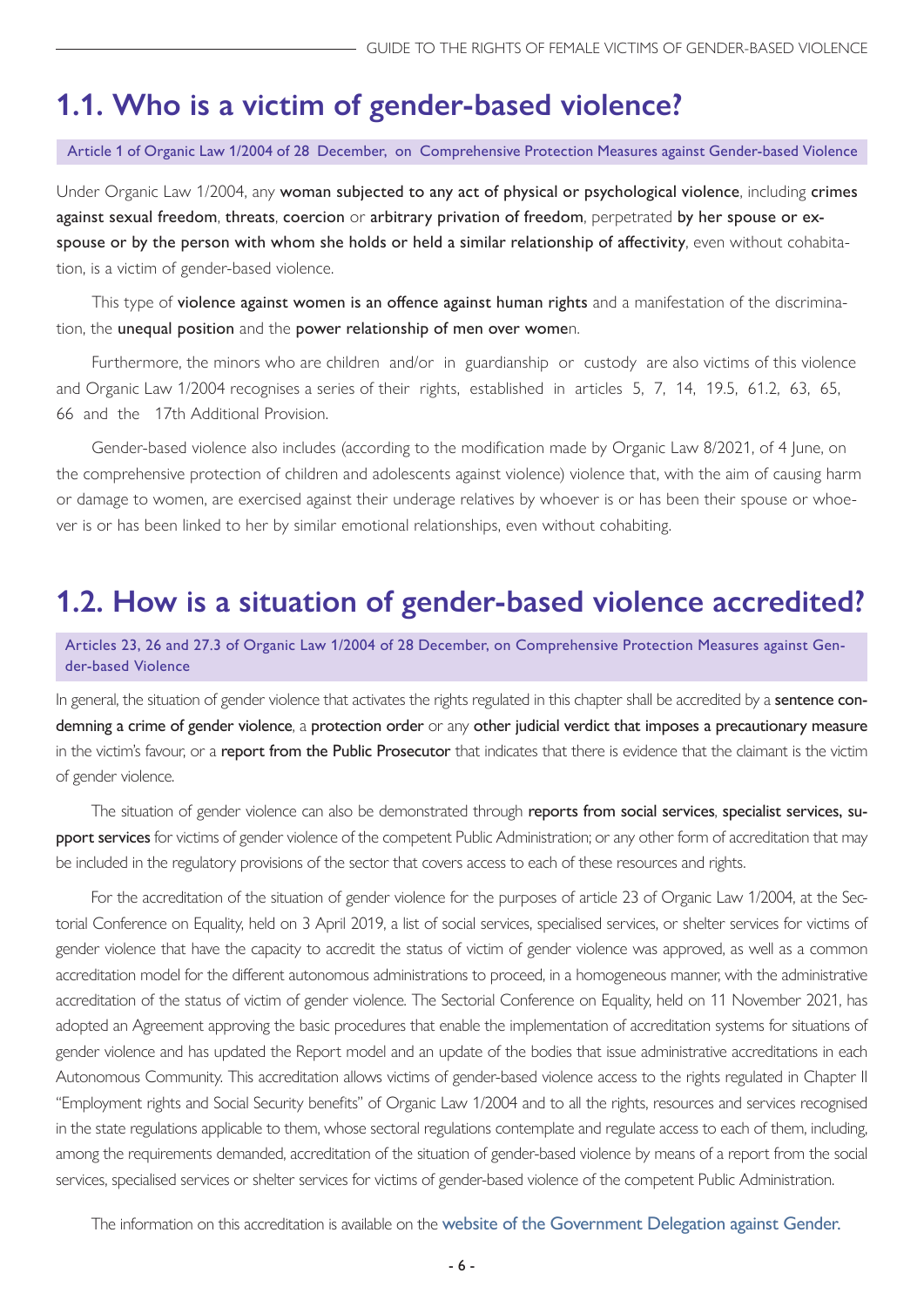## 1.1. Who is a victim of gender-based violence?

Article 1 of Organic Law 1/2004 of 28 December, on Comprehensive Protection Measures against Gender-based Violence

Under Organic Law 1/2004, any **woman subjected to any act of physical or psychological violence**, including **crimes against sexual freedom**, **threats**, **coercion** or **arbitrary privation of freedom**, perpetrated **by her spouse or ex-spouse or by the person with whom she holds or held a similar relationship of affectivity**, even without cohabitation, is a victim of gender-based violence.

This type of **violence against women is an offence against human rights** and a manifestation of the discrimination, the **unequal position** and the **power relationship of men over wome**n.

Furthermore, the minors who are children and/or in guardianship or custody are also victims of this violence and Organic Law 1/2004 recognises a series of their rights, established in articles 5, 7, 14, 19.5, 61.2, 63, 65, 66 and the 17th Additional Provision.

Gender-based violence also includes (according to the modification made by Organic Law 8/2021, of 4 June, on the comprehensive protection of children and adolescents against violence) violence that, with the aim of causing harm or damage to women, are exercised against their underage relatives by whoever is or has been their spouse or whoever is or has been linked to her by similar emotional relationships, even without cohabiting.

## 1.2. How is a situation of gender-based violence accredited?

Articles 23, 26 and 27.3 of Organic Law 1/2004 of 28 December, on Comprehensive Protection Measures against Gender-based Violence

In general, the situation of gender violence that activates the rights regulated in this chapter shall be accredited by a **sentence condemning a crime of gender violence**, a **protection order** or any **other judicial verdict that imposes a precautionary measure** in the victim's favour, or a **report from the Public Prosecutor** that indicates that there is evidence that the claimant is the victim of gender violence.

The situation of gender violence can also be demonstrated through **reports from social services**, **specialist services, support services** for victims of gender violence of the competent Public Administration; or any other form of accreditation that may be included in the regulatory provisions of the sector that covers access to each of these resources and rights.

For the accreditation of the situation of gender violence for the purposes of article 23 of Organic Law 1/2004, at the Sectorial Conference on Equality, held on 3 April 2019, a list of social services, specialised services, or shelter services for victims of gender violence that have the capacity to accredit the status of victim of gender violence was approved, as well as a common accreditation model for the different autonomous administrations to proceed, in a homogeneous manner, with the administrative accreditation of the status of victim of gender violence. The Sectorial Conference on Equality, held on 11 November 2021, has adopted an Agreement approving the basic procedures that enable the implementation of accreditation systems for situations of gender violence and has updated the Report model and an update of the bodies that issue administrative accreditations in each Autonomous Community. This accreditation allows victims of gender-based violence access to the rights regulated in Chapter II "Employment rights and Social Security benefits" of Organic Law 1/2004 and to all the rights, resources and services recognised in the state regulations applicable to them, whose sectoral regulations contemplate and regulate access to each of them, including, among the requirements demanded, accreditation of the situation of gender-based violence by means of a report from the social services, specialised services or shelter services for victims of gender-based violence of the competent Public Administration.

The information on this accreditation is available on the website of the Government Delegation against Gender.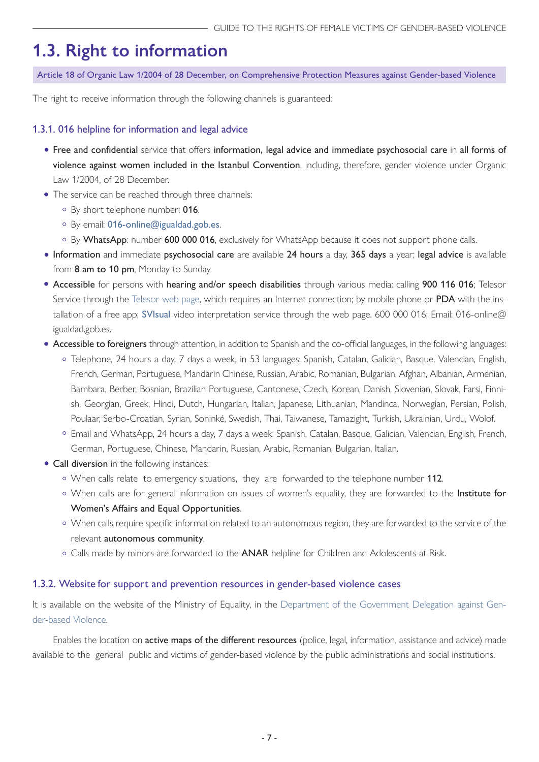## 1.3. Right to information

Article 18 of Organic Law 1/2004 of 28 December, on Comprehensive Protection Measures against Gender-based Violence

The right to receive information through the following channels is guaranteed:

### 1.3.1. 016 helpline for information and legal advice

- **Free and confidential** service that offers **information, legal advice and immediate psychosocial care** in **all forms of violence against women included in the Istanbul Convention**, including, therefore, gender violence under Organic Law 1/2004, of 28 December.
- The service can be reached through three channels:
  - By short telephone number: **016**.
  - By email: 016-online@igualdad.gob.es.
  - By **WhatsApp**: number **600 000 016**, exclusively for WhatsApp because it does not support phone calls.
- **Information** and immediate **psychosocial care** are available **24 hours** a day, **365 days** a year; **legal advice** is available from **8 am to 10 pm**, Monday to Sunday.
- **Accessible** for persons with **hearing and/or speech disabilities** through various media: calling **900 116 016**; Telesor Service through the Telesor web page, which requires an Internet connection; by mobile phone or **PDA** with the installation of a free app; SVIsual video interpretation service through the web page. 600 000 016; Email: 016-online@igualdad.gob.es.
- **Accessible to foreigners** through attention, in addition to Spanish and the co-official languages, in the following languages:
  - Telephone, 24 hours a day, 7 days a week, in 53 languages: Spanish, Catalan, Galician, Basque, Valencian, English, French, German, Portuguese, Mandarin Chinese, Russian, Arabic, Romanian, Bulgarian, Afghan, Albanian, Armenian, Bambara, Berber, Bosnian, Brazilian Portuguese, Cantonese, Czech, Korean, Danish, Slovenian, Slovak, Farsi, Finnish, Georgian, Greek, Hindi, Dutch, Hungarian, Italian, Japanese, Lithuanian, Mandinca, Norwegian, Persian, Polish, Poulaar, Serbo-Croatian, Syrian, Soninké, Swedish, Thai, Taiwanese, Tamazight, Turkish, Ukrainian, Urdu, Wolof.
  - Email and WhatsApp, 24 hours a day, 7 days a week: Spanish, Catalan, Basque, Galician, Valencian, English, French, German, Portuguese, Chinese, Mandarin, Russian, Arabic, Romanian, Bulgarian, Italian.
- **Call diversion** in the following instances:
  - When calls relate to emergency situations, they are forwarded to the telephone number **112**.
  - When calls are for general information on issues of women's equality, they are forwarded to the **Institute for Women's Affairs and Equal Opportunities**.
  - When calls require specific information related to an autonomous region, they are forwarded to the service of the relevant **autonomous community**.
  - Calls made by minors are forwarded to the **ANAR** helpline for Children and Adolescents at Risk.

### 1.3.2. Website for support and prevention resources in gender-based violence cases

It is available on the website of the Ministry of Equality, in the Department of the Government Delegation against Gender-based Violence.

Enables the location on **active maps of the different resources** (police, legal, information, assistance and advice) made available to the general public and victims of gender-based violence by the public administrations and social institutions.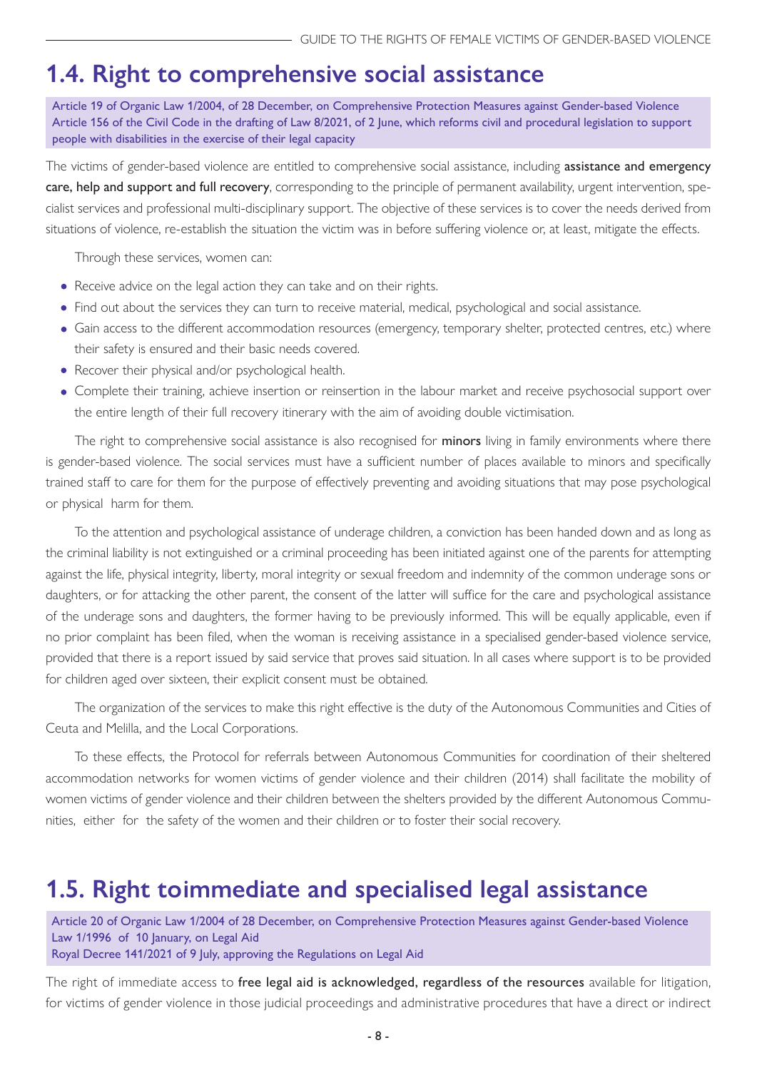## 1.4. Right to comprehensive social assistance

Article 19 of Organic Law 1/2004, of 28 December, on Comprehensive Protection Measures against Gender-based Violence
Article 156 of the Civil Code in the drafting of Law 8/2021, of 2 June, which reforms civil and procedural legislation to support people with disabilities in the exercise of their legal capacity

The victims of gender-based violence are entitled to comprehensive social assistance, including **assistance and emergency care, help and support and full recovery**, corresponding to the principle of permanent availability, urgent intervention, specialist services and professional multi-disciplinary support. The objective of these services is to cover the needs derived from situations of violence, re-establish the situation the victim was in before suffering violence or, at least, mitigate the effects.

Through these services, women can:

- Receive advice on the legal action they can take and on their rights.
- Find out about the services they can turn to receive material, medical, psychological and social assistance.
- Gain access to the different accommodation resources (emergency, temporary shelter, protected centres, etc.) where their safety is ensured and their basic needs covered.
- Recover their physical and/or psychological health.
- Complete their training, achieve insertion or reinsertion in the labour market and receive psychosocial support over the entire length of their full recovery itinerary with the aim of avoiding double victimisation.

The right to comprehensive social assistance is also recognised for **minors** living in family environments where there is gender-based violence. The social services must have a sufficient number of places available to minors and specifically trained staff to care for them for the purpose of effectively preventing and avoiding situations that may pose psychological or physical harm for them.

To the attention and psychological assistance of underage children, a conviction has been handed down and as long as the criminal liability is not extinguished or a criminal proceeding has been initiated against one of the parents for attempting against the life, physical integrity, liberty, moral integrity or sexual freedom and indemnity of the common underage sons or daughters, or for attacking the other parent, the consent of the latter will suffice for the care and psychological assistance of the underage sons and daughters, the former having to be previously informed. This will be equally applicable, even if no prior complaint has been filed, when the woman is receiving assistance in a specialised gender-based violence service, provided that there is a report issued by said service that proves said situation. In all cases where support is to be provided for children aged over sixteen, their explicit consent must be obtained.

The organization of the services to make this right effective is the duty of the Autonomous Communities and Cities of Ceuta and Melilla, and the Local Corporations.

To these effects, the Protocol for referrals between Autonomous Communities for coordination of their sheltered accommodation networks for women victims of gender violence and their children (2014) shall facilitate the mobility of women victims of gender violence and their children between the shelters provided by the different Autonomous Communities, either for the safety of the women and their children or to foster their social recovery.

## 1.5. Right toimmediate and specialised legal assistance

Article 20 of Organic Law 1/2004 of 28 December, on Comprehensive Protection Measures against Gender-based Violence
Law 1/1996 of 10 January, on Legal Aid
Royal Decree 141/2021 of 9 July, approving the Regulations on Legal Aid

The right of immediate access to **free legal aid is acknowledged, regardless of the resources** available for litigation, for victims of gender violence in those judicial proceedings and administrative procedures that have a direct or indirect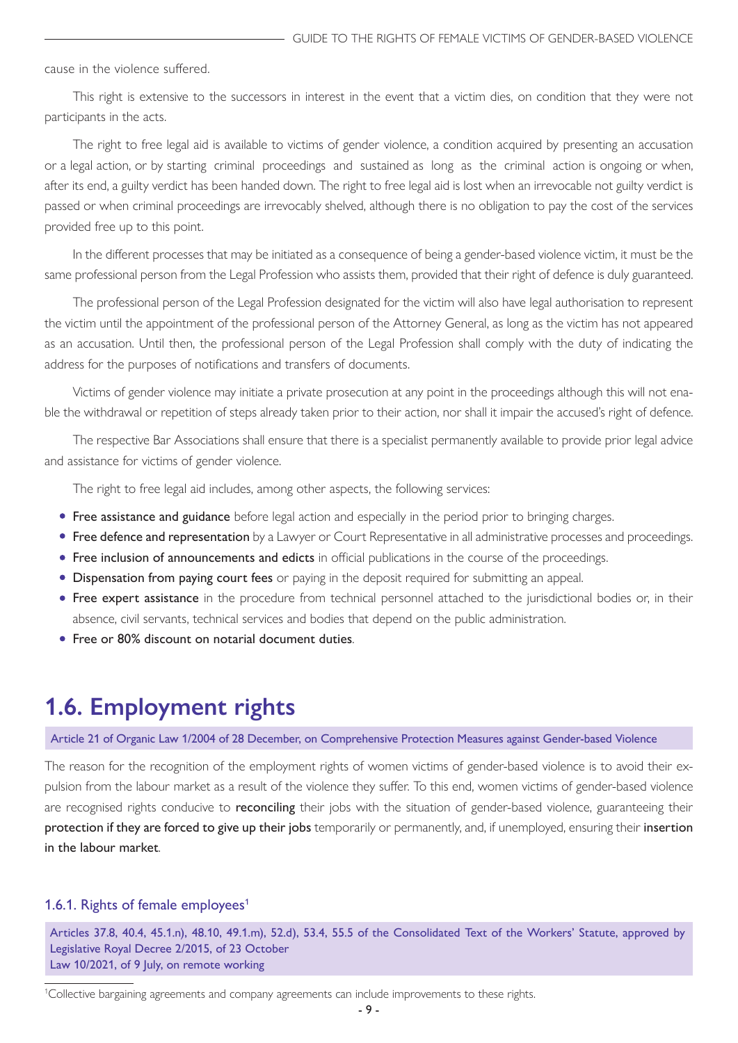cause in the violence suffered.

This right is extensive to the successors in interest in the event that a victim dies, on condition that they were not participants in the acts.

The right to free legal aid is available to victims of gender violence, a condition acquired by presenting an accusation or a legal action, or by starting criminal proceedings and sustained as long as the criminal action is ongoing or when, after its end, a guilty verdict has been handed down. The right to free legal aid is lost when an irrevocable not guilty verdict is passed or when criminal proceedings are irrevocably shelved, although there is no obligation to pay the cost of the services provided free up to this point.

In the different processes that may be initiated as a consequence of being a gender-based violence victim, it must be the same professional person from the Legal Profession who assists them, provided that their right of defence is duly guaranteed.

The professional person of the Legal Profession designated for the victim will also have legal authorisation to represent the victim until the appointment of the professional person of the Attorney General, as long as the victim has not appeared as an accusation. Until then, the professional person of the Legal Profession shall comply with the duty of indicating the address for the purposes of notifications and transfers of documents.

Victims of gender violence may initiate a private prosecution at any point in the proceedings although this will not enable the withdrawal or repetition of steps already taken prior to their action, nor shall it impair the accused's right of defence.

The respective Bar Associations shall ensure that there is a specialist permanently available to provide prior legal advice and assistance for victims of gender violence.

The right to free legal aid includes, among other aspects, the following services:

- **Free assistance and guidance** before legal action and especially in the period prior to bringing charges.
- **Free defence and representation** by a Lawyer or Court Representative in all administrative processes and proceedings.
- **Free inclusion of announcements and edicts** in official publications in the course of the proceedings.
- **Dispensation from paying court fees** or paying in the deposit required for submitting an appeal.
- **Free expert assistance** in the procedure from technical personnel attached to the jurisdictional bodies or, in their absence, civil servants, technical services and bodies that depend on the public administration.
- **Free or 80% discount on notarial document duties**.

## 1.6. Employment rights

Article 21 of Organic Law 1/2004 of 28 December, on Comprehensive Protection Measures against Gender-based Violence

The reason for the recognition of the employment rights of women victims of gender-based violence is to avoid their expulsion from the labour market as a result of the violence they suffer. To this end, women victims of gender-based violence are recognised rights conducive to **reconciling** their jobs with the situation of gender-based violence, guaranteeing their **protection if they are forced to give up their jobs** temporarily or permanently, and, if unemployed, ensuring their **insertion in the labour market**.

### 1.6.1. Rights of female employees[1]

Articles 37.8, 40.4, 45.1.n), 48.10, 49.1.m), 52.d), 53.4, 55.5 of the Consolidated Text of the Workers' Statute, approved by Legislative Royal Decree 2/2015, of 23 October
Law 10/2021, of 9 July, on remote working

[1] Collective bargaining agreements and company agreements can include improvements to these rights.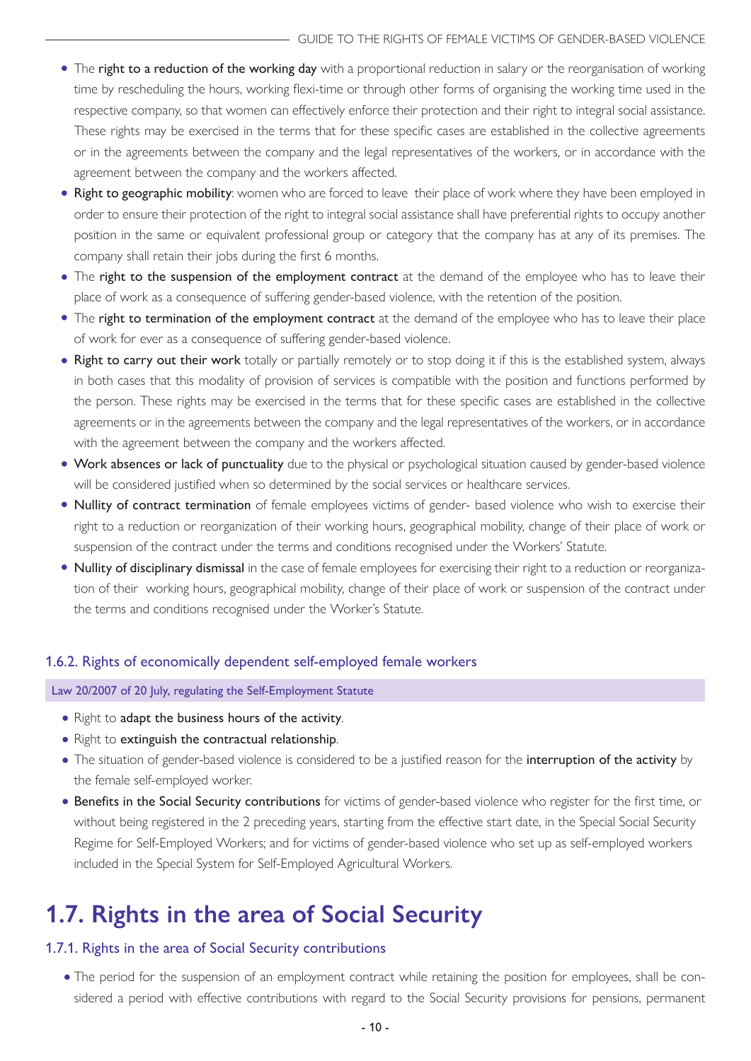- The **right to a reduction of the working day** with a proportional reduction in salary or the reorganisation of working time by rescheduling the hours, working flexi-time or through other forms of organising the working time used in the respective company, so that women can effectively enforce their protection and their right to integral social assistance. These rights may be exercised in the terms that for these specific cases are established in the collective agreements or in the agreements between the company and the legal representatives of the workers, or in accordance with the agreement between the company and the workers affected.
- **Right to geographic mobility**: women who are forced to leave their place of work where they have been employed in order to ensure their protection of the right to integral social assistance shall have preferential rights to occupy another position in the same or equivalent professional group or category that the company has at any of its premises. The company shall retain their jobs during the first 6 months.
- The **right to the suspension of the employment contract** at the demand of the employee who has to leave their place of work as a consequence of suffering gender-based violence, with the retention of the position.
- The **right to termination of the employment contract** at the demand of the employee who has to leave their place of work for ever as a consequence of suffering gender-based violence.
- **Right to carry out their work** totally or partially remotely or to stop doing it if this is the established system, always in both cases that this modality of provision of services is compatible with the position and functions performed by the person. These rights may be exercised in the terms that for these specific cases are established in the collective agreements or in the agreements between the company and the legal representatives of the workers, or in accordance with the agreement between the company and the workers affected.
- **Work absences or lack of punctuality** due to the physical or psychological situation caused by gender-based violence will be considered justified when so determined by the social services or healthcare services.
- **Nullity of contract termination** of female employees victims of gender- based violence who wish to exercise their right to a reduction or reorganization of their working hours, geographical mobility, change of their place of work or suspension of the contract under the terms and conditions recognised under the Workers' Statute.
- **Nullity of disciplinary dismissal** in the case of female employees for exercising their right to a reduction or reorganization of their working hours, geographical mobility, change of their place of work or suspension of the contract under the terms and conditions recognised under the Worker's Statute.

### 1.6.2. Rights of economically dependent self-employed female workers

Law 20/2007 of 20 July, regulating the Self-Employment Statute

- Right to **adapt the business hours of the activity**.
- Right to **extinguish the contractual relationship**.
- The situation of gender-based violence is considered to be a justified reason for the **interruption of the activity** by the female self-employed worker.
- **Benefits in the Social Security contributions** for victims of gender-based violence who register for the first time, or without being registered in the 2 preceding years, starting from the effective start date, in the Special Social Security Regime for Self-Employed Workers; and for victims of gender-based violence who set up as self-employed workers included in the Special System for Self-Employed Agricultural Workers.

## 1.7. Rights in the area of Social Security

### 1.7.1. Rights in the area of Social Security contributions

- The period for the suspension of an employment contract while retaining the position for employees, shall be considered a period with effective contributions with regard to the Social Security provisions for pensions, permanent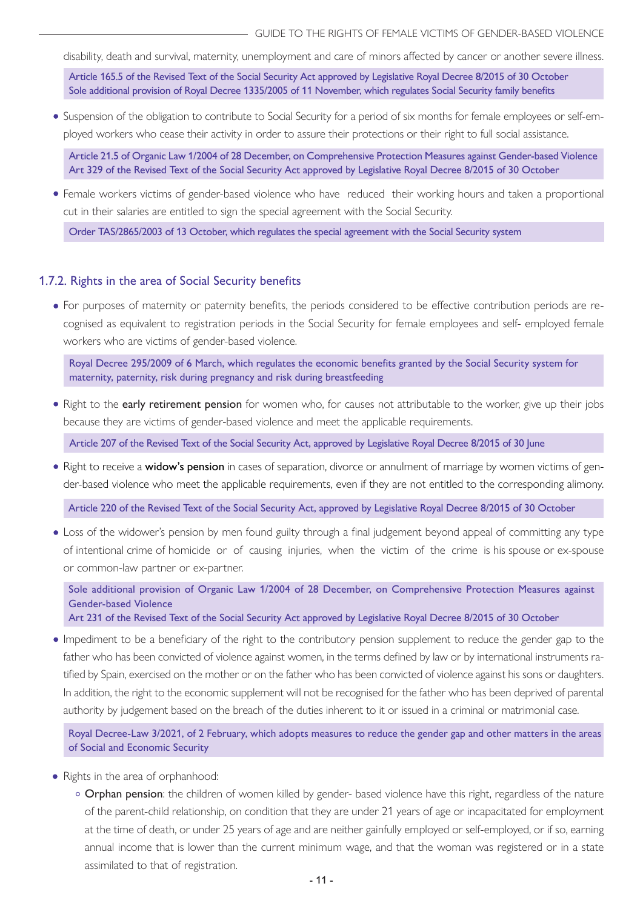disability, death and survival, maternity, unemployment and care of minors affected by cancer or another severe illness.

> Article 165.5 of the Revised Text of the Social Security Act approved by Legislative Royal Decree 8/2015 of 30 October
> Sole additional provision of Royal Decree 1335/2005 of 11 November, which regulates Social Security family benefits

- Suspension of the obligation to contribute to Social Security for a period of six months for female employees or self-employed workers who cease their activity in order to assure their protections or their right to full social assistance.

> Article 21.5 of Organic Law 1/2004 of 28 December, on Comprehensive Protection Measures against Gender-based Violence
> Art 329 of the Revised Text of the Social Security Act approved by Legislative Royal Decree 8/2015 of 30 October

- Female workers victims of gender-based violence who have reduced their working hours and taken a proportional cut in their salaries are entitled to sign the special agreement with the Social Security.

> Order TAS/2865/2003 of 13 October, which regulates the special agreement with the Social Security system

### 1.7.2. Rights in the area of Social Security benefits

- For purposes of maternity or paternity benefits, the periods considered to be effective contribution periods are recognised as equivalent to registration periods in the Social Security for female employees and self- employed female workers who are victims of gender-based violence.

> Royal Decree 295/2009 of 6 March, which regulates the economic benefits granted by the Social Security system for maternity, paternity, risk during pregnancy and risk during breastfeeding

- Right to the **early retirement pension** for women who, for causes not attributable to the worker, give up their jobs because they are victims of gender-based violence and meet the applicable requirements.

> Article 207 of the Revised Text of the Social Security Act, approved by Legislative Royal Decree 8/2015 of 30 June

- Right to receive a **widow's pension** in cases of separation, divorce or annulment of marriage by women victims of gender-based violence who meet the applicable requirements, even if they are not entitled to the corresponding alimony.

> Article 220 of the Revised Text of the Social Security Act, approved by Legislative Royal Decree 8/2015 of 30 October

- Loss of the widower's pension by men found guilty through a final judgement beyond appeal of committing any type of intentional crime of homicide or of causing injuries, when the victim of the crime is his spouse or ex-spouse or common-law partner or ex-partner.

> Sole additional provision of Organic Law 1/2004 of 28 December, on Comprehensive Protection Measures against Gender-based Violence
> Art 231 of the Revised Text of the Social Security Act approved by Legislative Royal Decree 8/2015 of 30 October

- Impediment to be a beneficiary of the right to the contributory pension supplement to reduce the gender gap to the father who has been convicted of violence against women, in the terms defined by law or by international instruments ratified by Spain, exercised on the mother or on the father who has been convicted of violence against his sons or daughters. In addition, the right to the economic supplement will not be recognised for the father who has been deprived of parental authority by judgement based on the breach of the duties inherent to it or issued in a criminal or matrimonial case.

> Royal Decree-Law 3/2021, of 2 February, which adopts measures to reduce the gender gap and other matters in the areas of Social and Economic Security

- Rights in the area of orphanhood:
  - **Orphan pension**: the children of women killed by gender- based violence have this right, regardless of the nature of the parent-child relationship, on condition that they are under 21 years of age or incapacitated for employment at the time of death, or under 25 years of age and are neither gainfully employed or self-employed, or if so, earning annual income that is lower than the current minimum wage, and that the woman was registered or in a state assimilated to that of registration.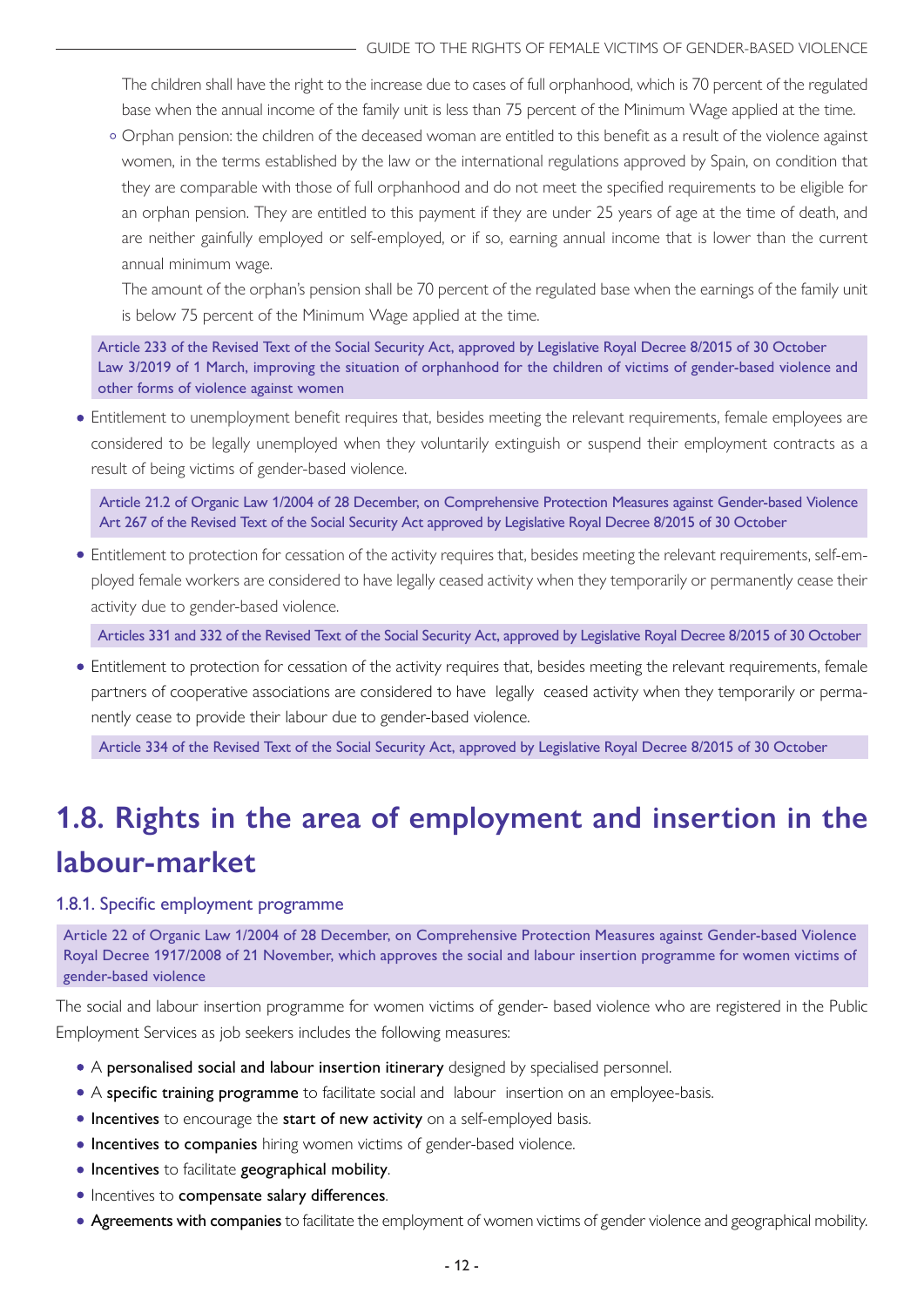The children shall have the right to the increase due to cases of full orphanhood, which is 70 percent of the regulated base when the annual income of the family unit is less than 75 percent of the Minimum Wage applied at the time.

- Orphan pension: the children of the deceased woman are entitled to this benefit as a result of the violence against women, in the terms established by the law or the international regulations approved by Spain, on condition that they are comparable with those of full orphanhood and do not meet the specified requirements to be eligible for an orphan pension. They are entitled to this payment if they are under 25 years of age at the time of death, and are neither gainfully employed or self-employed, or if so, earning annual income that is lower than the current annual minimum wage.

  The amount of the orphan's pension shall be 70 percent of the regulated base when the earnings of the family unit is below 75 percent of the Minimum Wage applied at the time.

Article 233 of the Revised Text of the Social Security Act, approved by Legislative Royal Decree 8/2015 of 30 October
Law 3/2019 of 1 March, improving the situation of orphanhood for the children of victims of gender-based violence and other forms of violence against women

- Entitlement to unemployment benefit requires that, besides meeting the relevant requirements, female employees are considered to be legally unemployed when they voluntarily extinguish or suspend their employment contracts as a result of being victims of gender-based violence.

Article 21.2 of Organic Law 1/2004 of 28 December, on Comprehensive Protection Measures against Gender-based Violence
Art 267 of the Revised Text of the Social Security Act approved by Legislative Royal Decree 8/2015 of 30 October

- Entitlement to protection for cessation of the activity requires that, besides meeting the relevant requirements, self-employed female workers are considered to have legally ceased activity when they temporarily or permanently cease their activity due to gender-based violence.

Articles 331 and 332 of the Revised Text of the Social Security Act, approved by Legislative Royal Decree 8/2015 of 30 October

- Entitlement to protection for cessation of the activity requires that, besides meeting the relevant requirements, female partners of cooperative associations are considered to have legally ceased activity when they temporarily or permanently cease to provide their labour due to gender-based violence.

Article 334 of the Revised Text of the Social Security Act, approved by Legislative Royal Decree 8/2015 of 30 October

## 1.8. Rights in the area of employment and insertion in the labour-market

### 1.8.1. Specific employment programme

Article 22 of Organic Law 1/2004 of 28 December, on Comprehensive Protection Measures against Gender-based Violence
Royal Decree 1917/2008 of 21 November, which approves the social and labour insertion programme for women victims of gender-based violence

The social and labour insertion programme for women victims of gender- based violence who are registered in the Public Employment Services as job seekers includes the following measures:

- A **personalised social and labour insertion itinerary** designed by specialised personnel.
- A **specific training programme** to facilitate social and labour insertion on an employee-basis.
- **Incentives** to encourage the **start of new activity** on a self-employed basis.
- **Incentives to companies** hiring women victims of gender-based violence.
- **Incentives** to facilitate **geographical mobility**.
- Incentives to **compensate salary differences**.
- **Agreements with companies** to facilitate the employment of women victims of gender violence and geographical mobility.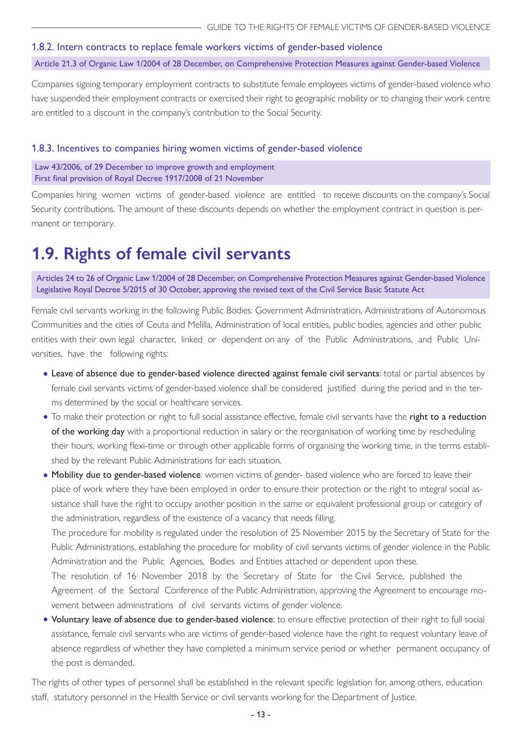### 1.8.2. Intern contracts to replace female workers victims of gender-based violence

Article 21.3 of Organic Law 1/2004 of 28 December, on Comprehensive Protection Measures against Gender-based Violence

Companies signing temporary employment contracts to substitute female employees victims of gender-based violence who have suspended their employment contracts or exercised their right to geographic mobility or to changing their work centre are entitled to a discount in the company's contribution to the Social Security.

### 1.8.3. Incentives to companies hiring women victims of gender-based violence

Law 43/2006, of 29 December to improve growth and employment
First final provision of Royal Decree 1917/2008 of 21 November

Companies hiring women victims of gender-based violence are entitled to receive discounts on the company's Social Security contributions. The amount of these discounts depends on whether the employment contract in question is permanent or temporary.

## 1.9. Rights of female civil servants

Articles 24 to 26 of Organic Law 1/2004 of 28 December, on Comprehensive Protection Measures against Gender-based Violence
Legislative Royal Decree 5/2015 of 30 October, approving the revised text of the Civil Service Basic Statute Act

Female civil servants working in the following Public Bodies: Government Administration, Administrations of Autonomous Communities and the cities of Ceuta and Melilla, Administration of local entities, public bodies, agencies and other public entities with their own legal character, linked or dependent on any of the Public Administrations, and Public Universities, have the following rights:

- **Leave of absence due to gender-based violence directed against female civil servants**: total or partial absences by female civil servants victims of gender-based violence shall be considered justified during the period and in the terms determined by the social or healthcare services.
- To make their protection or right to full social assistance effective, female civil servants have the **right to a reduction of the working day** with a proportional reduction in salary or the reorganisation of working time by rescheduling their hours, working flexi-time or through other applicable forms of organising the working time, in the terms established by the relevant Public Administrations for each situation.
- **Mobility due to gender-based violence**: women victims of gender- based violence who are forced to leave their place of work where they have been employed in order to ensure their protection or the right to integral social assistance shall have the right to occupy another position in the same or equivalent professional group or category of the administration, regardless of the existence of a vacancy that needs filling.

  The procedure for mobility is regulated under the resolution of 25 November 2015 by the Secretary of State for the Public Administrations, establishing the procedure for mobility of civil servants victims of gender violence in the Public Administration and the Public Agencies, Bodies and Entities attached or dependent upon these.

  The resolution of 16 November 2018 by the Secretary of State for the Civil Service, published the Agreement of the Sectoral Conference of the Public Administration, approving the Agreement to encourage movement between administrations of civil servants victims of gender violence.
- **Voluntary leave of absence due to gender-based violence**: to ensure effective protection of their right to full social assistance, female civil servants who are victims of gender-based violence have the right to request voluntary leave of absence regardless of whether they have completed a minimum service period or whether permanent occupancy of the post is demanded.

The rights of other types of personnel shall be established in the relevant specific legislation for, among others, education staff, statutory personnel in the Health Service or civil servants working for the Department of Justice.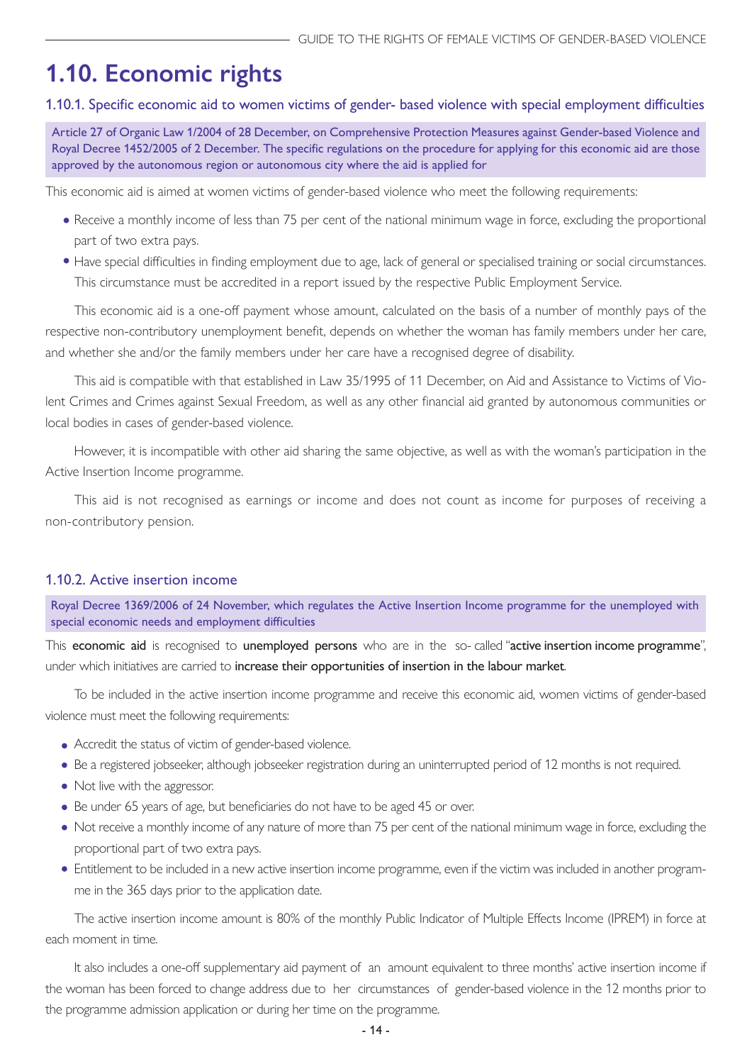# 1.10. Economic rights

### 1.10.1. Specific economic aid to women victims of gender- based violence with special employment difficulties

Article 27 of Organic Law 1/2004 of 28 December, on Comprehensive Protection Measures against Gender-based Violence and Royal Decree 1452/2005 of 2 December. The specific regulations on the procedure for applying for this economic aid are those approved by the autonomous region or autonomous city where the aid is applied for

This economic aid is aimed at women victims of gender-based violence who meet the following requirements:

- Receive a monthly income of less than 75 per cent of the national minimum wage in force, excluding the proportional part of two extra pays.
- Have special difficulties in finding employment due to age, lack of general or specialised training or social circumstances. This circumstance must be accredited in a report issued by the respective Public Employment Service.

This economic aid is a one-off payment whose amount, calculated on the basis of a number of monthly pays of the respective non-contributory unemployment benefit, depends on whether the woman has family members under her care, and whether she and/or the family members under her care have a recognised degree of disability.

This aid is compatible with that established in Law 35/1995 of 11 December, on Aid and Assistance to Victims of Violent Crimes and Crimes against Sexual Freedom, as well as any other financial aid granted by autonomous communities or local bodies in cases of gender-based violence.

However, it is incompatible with other aid sharing the same objective, as well as with the woman's participation in the Active Insertion Income programme.

This aid is not recognised as earnings or income and does not count as income for purposes of receiving a non-contributory pension.

### 1.10.2. Active insertion income

Royal Decree 1369/2006 of 24 November, which regulates the Active Insertion Income programme for the unemployed with special economic needs and employment difficulties

This **economic aid** is recognised to **unemployed persons** who are in the so- called "**active insertion income programme**", under which initiatives are carried to **increase their opportunities of insertion in the labour market**.

To be included in the active insertion income programme and receive this economic aid, women victims of gender-based violence must meet the following requirements:

- Accredit the status of victim of gender-based violence.
- Be a registered jobseeker, although jobseeker registration during an uninterrupted period of 12 months is not required.
- Not live with the aggressor.
- Be under 65 years of age, but beneficiaries do not have to be aged 45 or over.
- Not receive a monthly income of any nature of more than 75 per cent of the national minimum wage in force, excluding the proportional part of two extra pays.
- Entitlement to be included in a new active insertion income programme, even if the victim was included in another programme in the 365 days prior to the application date.

The active insertion income amount is 80% of the monthly Public Indicator of Multiple Effects Income (IPREM) in force at each moment in time.

It also includes a one-off supplementary aid payment of an amount equivalent to three months' active insertion income if the woman has been forced to change address due to her circumstances of gender-based violence in the 12 months prior to the programme admission application or during her time on the programme.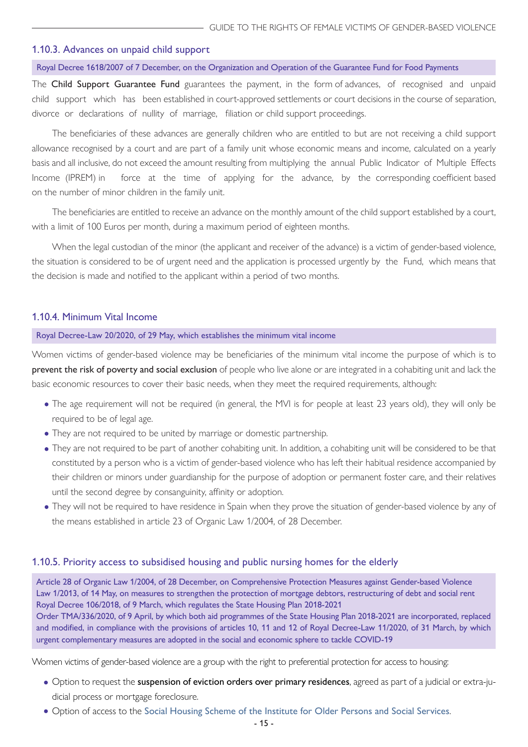### 1.10.3. Advances on unpaid child support

Royal Decree 1618/2007 of 7 December, on the Organization and Operation of the Guarantee Fund for Food Payments

The **Child Support Guarantee Fund** guarantees the payment, in the form of advances, of recognised and unpaid child support which has been established in court-approved settlements or court decisions in the course of separation, divorce or declarations of nullity of marriage, filiation or child support proceedings.

The beneficiaries of these advances are generally children who are entitled to but are not receiving a child support allowance recognised by a court and are part of a family unit whose economic means and income, calculated on a yearly basis and all inclusive, do not exceed the amount resulting from multiplying the annual Public Indicator of Multiple Effects Income (IPREM) in force at the time of applying for the advance, by the corresponding coefficient based on the number of minor children in the family unit.

The beneficiaries are entitled to receive an advance on the monthly amount of the child support established by a court, with a limit of 100 Euros per month, during a maximum period of eighteen months.

When the legal custodian of the minor (the applicant and receiver of the advance) is a victim of gender-based violence, the situation is considered to be of urgent need and the application is processed urgently by the Fund, which means that the decision is made and notified to the applicant within a period of two months.

### 1.10.4. Minimum Vital Income

Royal Decree-Law 20/2020, of 29 May, which establishes the minimum vital income

Women victims of gender-based violence may be beneficiaries of the minimum vital income the purpose of which is to **prevent the risk of poverty and social exclusion** of people who live alone or are integrated in a cohabiting unit and lack the basic economic resources to cover their basic needs, when they meet the required requirements, although:

- The age requirement will not be required (in general, the MVI is for people at least 23 years old), they will only be required to be of legal age.
- They are not required to be united by marriage or domestic partnership.
- They are not required to be part of another cohabiting unit. In addition, a cohabiting unit will be considered to be that constituted by a person who is a victim of gender-based violence who has left their habitual residence accompanied by their children or minors under guardianship for the purpose of adoption or permanent foster care, and their relatives until the second degree by consanguinity, affinity or adoption.
- They will not be required to have residence in Spain when they prove the situation of gender-based violence by any of the means established in article 23 of Organic Law 1/2004, of 28 December.

### 1.10.5. Priority access to subsidised housing and public nursing homes for the elderly

Article 28 of Organic Law 1/2004, of 28 December, on Comprehensive Protection Measures against Gender-based Violence
Law 1/2013, of 14 May, on measures to strengthen the protection of mortgage debtors, restructuring of debt and social rent
Royal Decree 106/2018, of 9 March, which regulates the State Housing Plan 2018-2021
Order TMA/336/2020, of 9 April, by which both aid programmes of the State Housing Plan 2018-2021 are incorporated, replaced and modified, in compliance with the provisions of articles 10, 11 and 12 of Royal Decree-Law 11/2020, of 31 March, by which urgent complementary measures are adopted in the social and economic sphere to tackle COVID-19

Women victims of gender-based violence are a group with the right to preferential protection for access to housing:

- Option to request the **suspension of eviction orders over primary residences**, agreed as part of a judicial or extra-judicial process or mortgage foreclosure.
- Option of access to the Social Housing Scheme of the Institute for Older Persons and Social Services.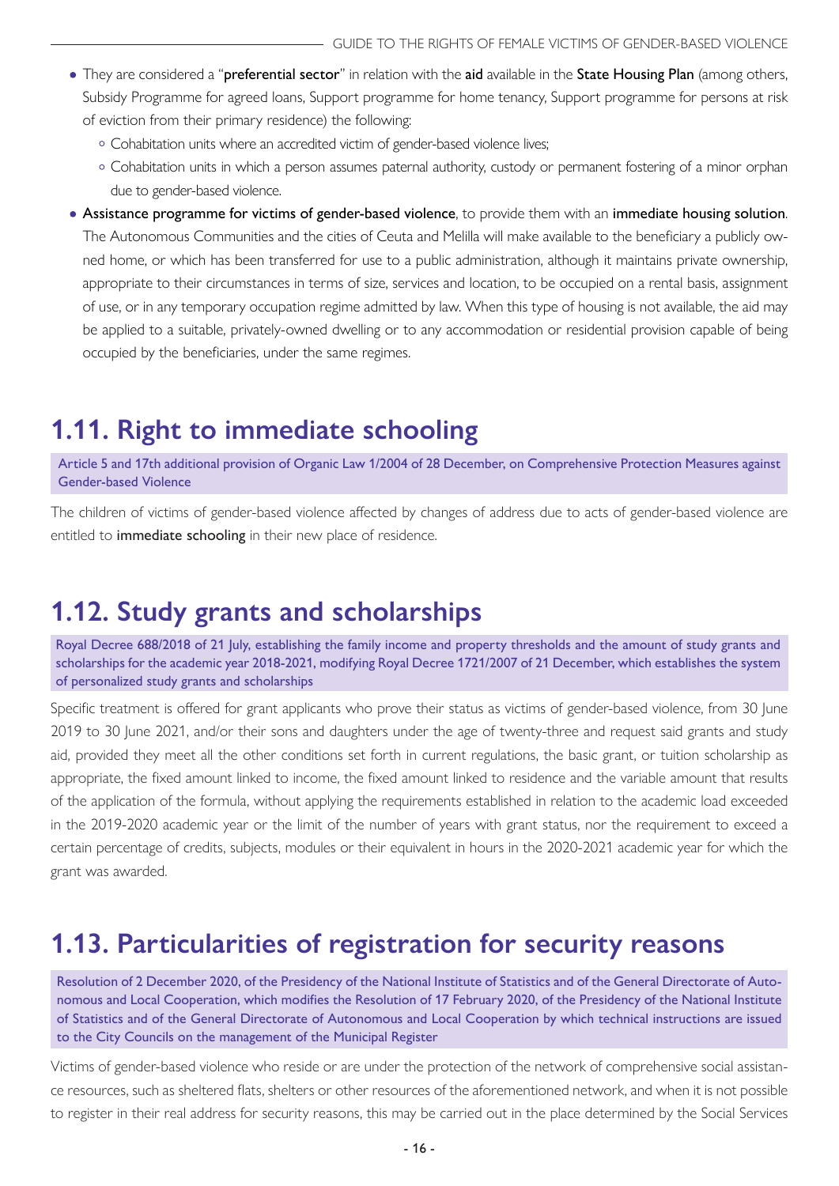- They are considered a "**preferential sector**" in relation with the **aid** available in the **State Housing Plan** (among others, Subsidy Programme for agreed loans, Support programme for home tenancy, Support programme for persons at risk of eviction from their primary residence) the following:
  - Cohabitation units where an accredited victim of gender-based violence lives;
  - Cohabitation units in which a person assumes paternal authority, custody or permanent fostering of a minor orphan due to gender-based violence.
- **Assistance programme for victims of gender-based violence**, to provide them with an **immediate housing solution**. The Autonomous Communities and the cities of Ceuta and Melilla will make available to the beneficiary a publicly owned home, or which has been transferred for use to a public administration, although it maintains private ownership, appropriate to their circumstances in terms of size, services and location, to be occupied on a rental basis, assignment of use, or in any temporary occupation regime admitted by law. When this type of housing is not available, the aid may be applied to a suitable, privately-owned dwelling or to any accommodation or residential provision capable of being occupied by the beneficiaries, under the same regimes.

## 1.11. Right to immediate schooling

Article 5 and 17th additional provision of Organic Law 1/2004 of 28 December, on Comprehensive Protection Measures against Gender-based Violence

The children of victims of gender-based violence affected by changes of address due to acts of gender-based violence are entitled to **immediate schooling** in their new place of residence.

## 1.12. Study grants and scholarships

Royal Decree 688/2018 of 21 July, establishing the family income and property thresholds and the amount of study grants and scholarships for the academic year 2018-2021, modifying Royal Decree 1721/2007 of 21 December, which establishes the system of personalized study grants and scholarships

Specific treatment is offered for grant applicants who prove their status as victims of gender-based violence, from 30 June 2019 to 30 June 2021, and/or their sons and daughters under the age of twenty-three and request said grants and study aid, provided they meet all the other conditions set forth in current regulations, the basic grant, or tuition scholarship as appropriate, the fixed amount linked to income, the fixed amount linked to residence and the variable amount that results of the application of the formula, without applying the requirements established in relation to the academic load exceeded in the 2019-2020 academic year or the limit of the number of years with grant status, nor the requirement to exceed a certain percentage of credits, subjects, modules or their equivalent in hours in the 2020-2021 academic year for which the grant was awarded.

## 1.13. Particularities of registration for security reasons

Resolution of 2 December 2020, of the Presidency of the National Institute of Statistics and of the General Directorate of Autonomous and Local Cooperation, which modifies the Resolution of 17 February 2020, of the Presidency of the National Institute of Statistics and of the General Directorate of Autonomous and Local Cooperation by which technical instructions are issued to the City Councils on the management of the Municipal Register

Victims of gender-based violence who reside or are under the protection of the network of comprehensive social assistance resources, such as sheltered flats, shelters or other resources of the aforementioned network, and when it is not possible to register in their real address for security reasons, this may be carried out in the place determined by the Social Services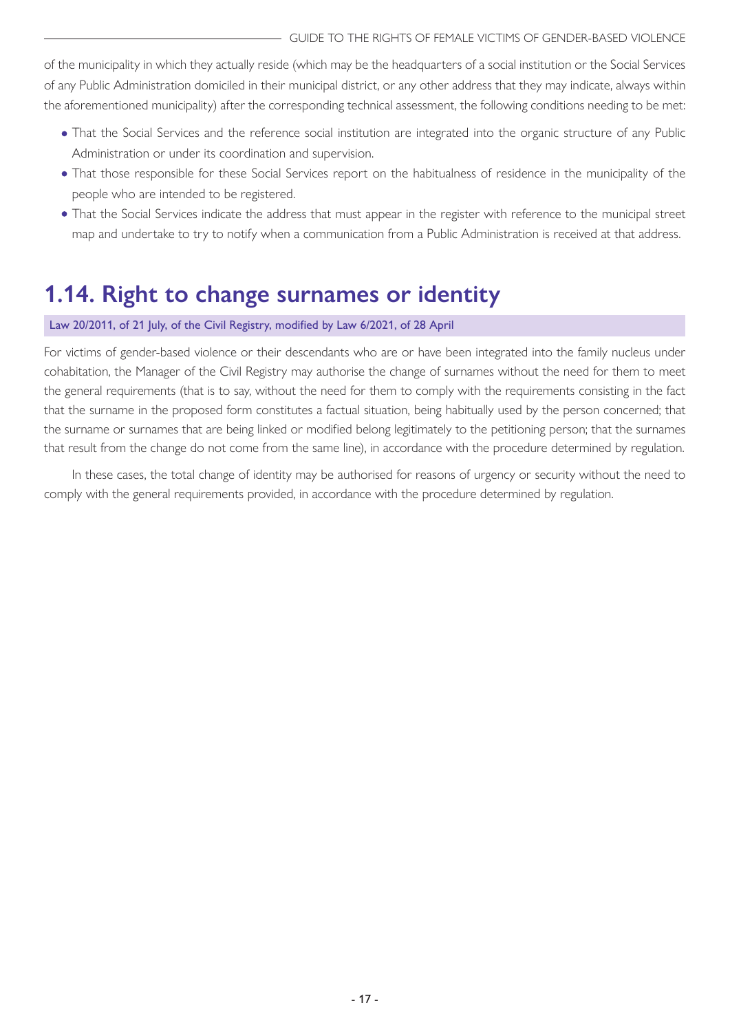of the municipality in which they actually reside (which may be the headquarters of a social institution or the Social Services of any Public Administration domiciled in their municipal district, or any other address that they may indicate, always within the aforementioned municipality) after the corresponding technical assessment, the following conditions needing to be met:

- That the Social Services and the reference social institution are integrated into the organic structure of any Public Administration or under its coordination and supervision.
- That those responsible for these Social Services report on the habitualness of residence in the municipality of the people who are intended to be registered.
- That the Social Services indicate the address that must appear in the register with reference to the municipal street map and undertake to try to notify when a communication from a Public Administration is received at that address.

## 1.14. Right to change surnames or identity

Law 20/2011, of 21 July, of the Civil Registry, modified by Law 6/2021, of 28 April

For victims of gender-based violence or their descendants who are or have been integrated into the family nucleus under cohabitation, the Manager of the Civil Registry may authorise the change of surnames without the need for them to meet the general requirements (that is to say, without the need for them to comply with the requirements consisting in the fact that the surname in the proposed form constitutes a factual situation, being habitually used by the person concerned; that the surname or surnames that are being linked or modified belong legitimately to the petitioning person; that the surnames that result from the change do not come from the same line), in accordance with the procedure determined by regulation.

In these cases, the total change of identity may be authorised for reasons of urgency or security without the need to comply with the general requirements provided, in accordance with the procedure determined by regulation.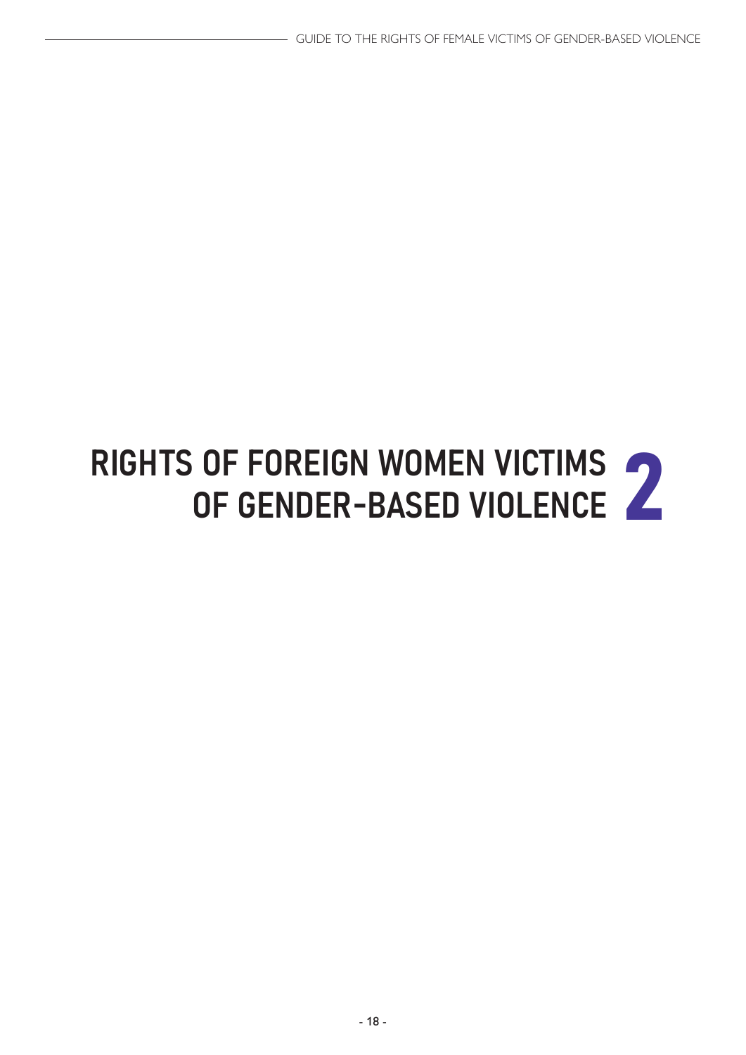# RIGHTS OF FOREIGN WOMEN VICTIMS OF GENDER-BASED VIOLENCE 2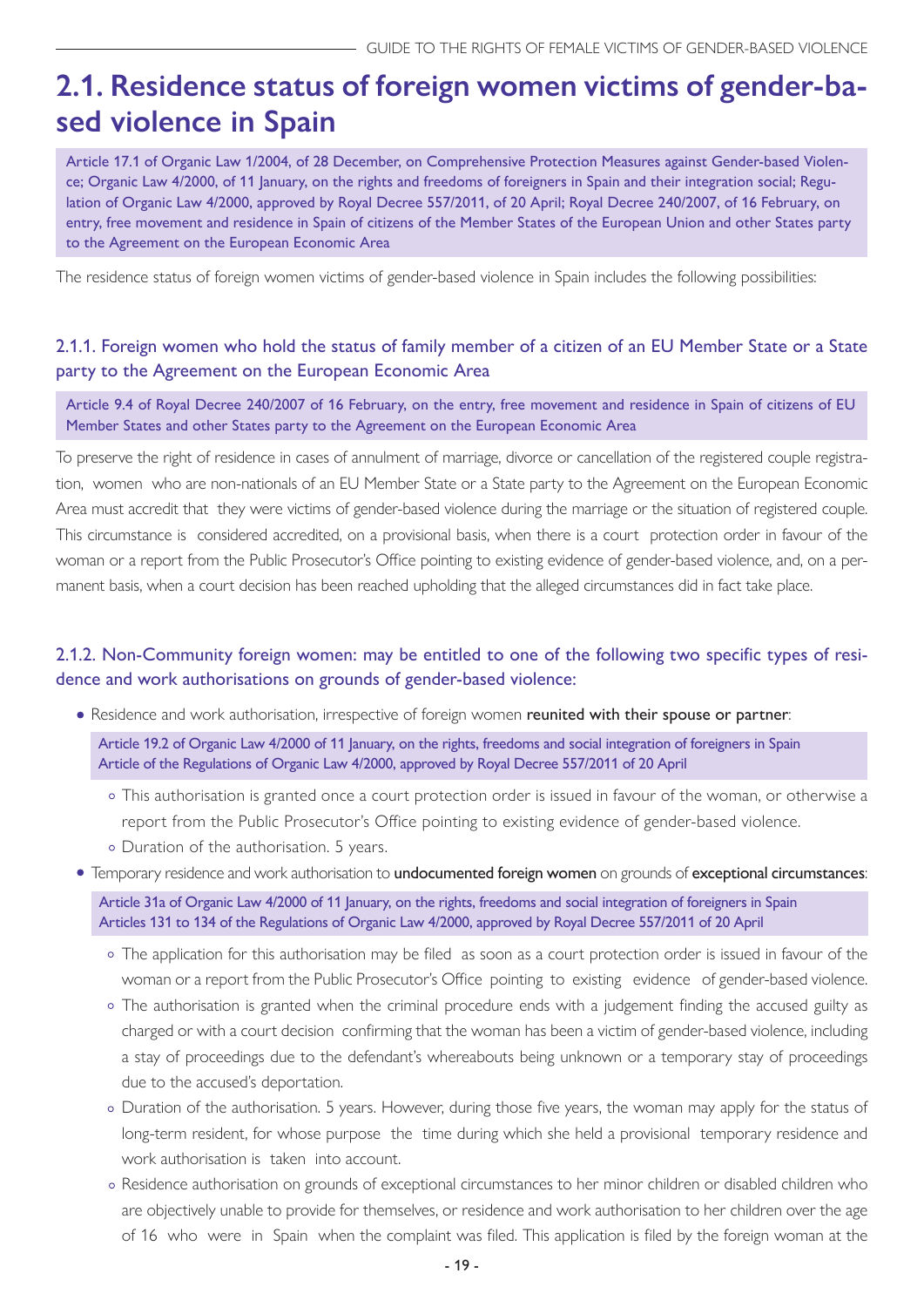## 2.1. Residence status of foreign women victims of gender-based violence in Spain

Article 17.1 of Organic Law 1/2004, of 28 December, on Comprehensive Protection Measures against Gender-based Violence; Organic Law 4/2000, of 11 January, on the rights and freedoms of foreigners in Spain and their integration social; Regulation of Organic Law 4/2000, approved by Royal Decree 557/2011, of 20 April; Royal Decree 240/2007, of 16 February, on entry, free movement and residence in Spain of citizens of the Member States of the European Union and other States party to the Agreement on the European Economic Area

The residence status of foreign women victims of gender-based violence in Spain includes the following possibilities:

### 2.1.1. Foreign women who hold the status of family member of a citizen of an EU Member State or a State party to the Agreement on the European Economic Area

Article 9.4 of Royal Decree 240/2007 of 16 February, on the entry, free movement and residence in Spain of citizens of EU Member States and other States party to the Agreement on the European Economic Area

To preserve the right of residence in cases of annulment of marriage, divorce or cancellation of the registered couple registration, women who are non-nationals of an EU Member State or a State party to the Agreement on the European Economic Area must accredit that they were victims of gender-based violence during the marriage or the situation of registered couple. This circumstance is considered accredited, on a provisional basis, when there is a court protection order in favour of the woman or a report from the Public Prosecutor's Office pointing to existing evidence of gender-based violence, and, on a permanent basis, when a court decision has been reached upholding that the alleged circumstances did in fact take place.

### 2.1.2. Non-Community foreign women: may be entitled to one of the following two specific types of residence and work authorisations on grounds of gender-based violence:

- Residence and work authorisation, irrespective of foreign women **reunited with their spouse or partner**:

  Article 19.2 of Organic Law 4/2000 of 11 January, on the rights, freedoms and social integration of foreigners in Spain
  Article of the Regulations of Organic Law 4/2000, approved by Royal Decree 557/2011 of 20 April

  - This authorisation is granted once a court protection order is issued in favour of the woman, or otherwise a report from the Public Prosecutor's Office pointing to existing evidence of gender-based violence.
  - Duration of the authorisation. 5 years.

- Temporary residence and work authorisation to **undocumented foreign women** on grounds of **exceptional circumstances**:

  Article 31a of Organic Law 4/2000 of 11 January, on the rights, freedoms and social integration of foreigners in Spain
  Articles 131 to 134 of the Regulations of Organic Law 4/2000, approved by Royal Decree 557/2011 of 20 April

  - The application for this authorisation may be filed as soon as a court protection order is issued in favour of the woman or a report from the Public Prosecutor's Office pointing to existing evidence of gender-based violence.
  - The authorisation is granted when the criminal procedure ends with a judgement finding the accused guilty as charged or with a court decision confirming that the woman has been a victim of gender-based violence, including a stay of proceedings due to the defendant's whereabouts being unknown or a temporary stay of proceedings due to the accused's deportation.
  - Duration of the authorisation. 5 years. However, during those five years, the woman may apply for the status of long-term resident, for whose purpose the time during which she held a provisional temporary residence and work authorisation is taken into account.
  - Residence authorisation on grounds of exceptional circumstances to her minor children or disabled children who are objectively unable to provide for themselves, or residence and work authorisation to her children over the age of 16 who were in Spain when the complaint was filed. This application is filed by the foreign woman at the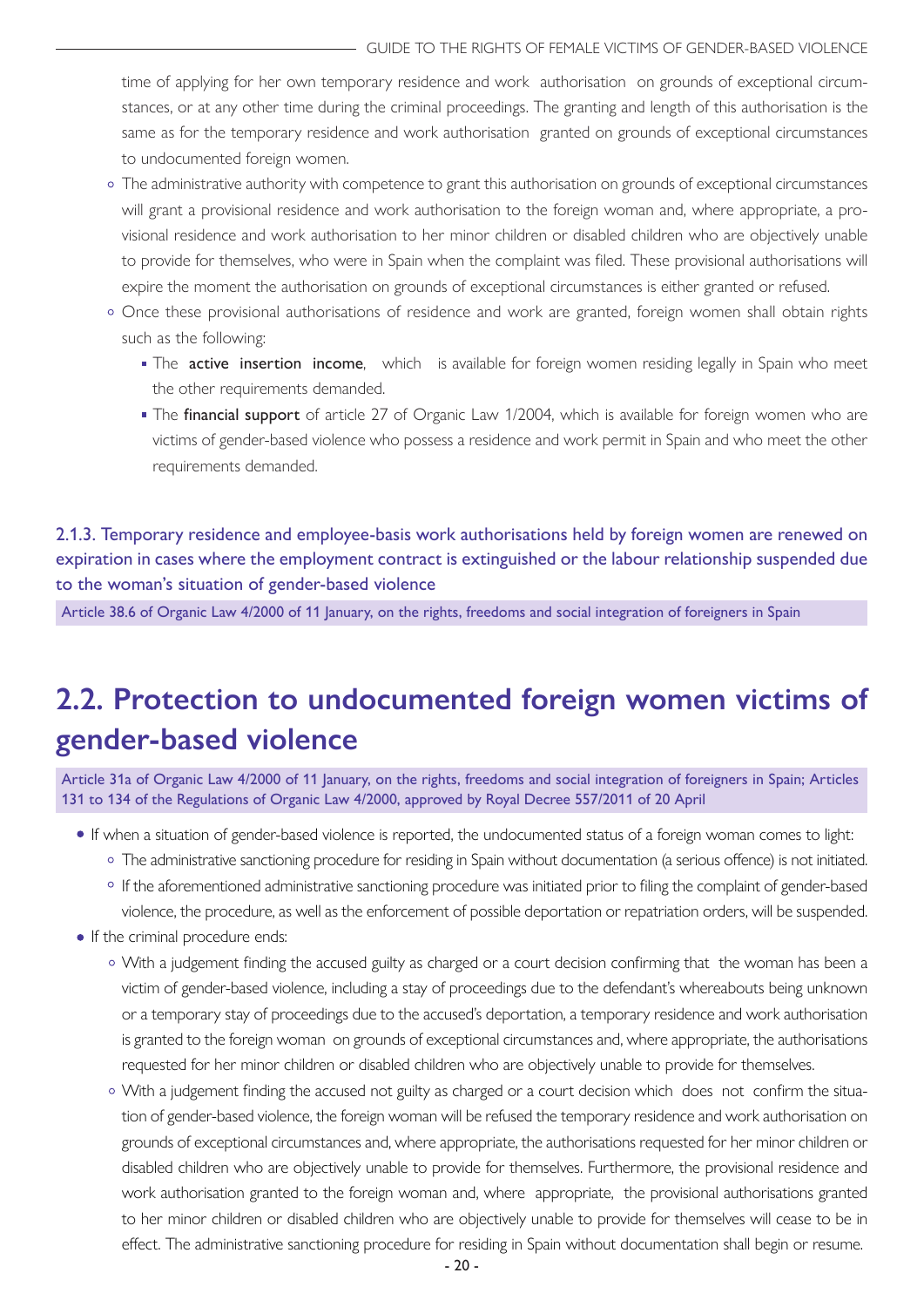time of applying for her own temporary residence and work authorisation on grounds of exceptional circumstances, or at any other time during the criminal proceedings. The granting and length of this authorisation is the same as for the temporary residence and work authorisation granted on grounds of exceptional circumstances to undocumented foreign women.

- The administrative authority with competence to grant this authorisation on grounds of exceptional circumstances will grant a provisional residence and work authorisation to the foreign woman and, where appropriate, a provisional residence and work authorisation to her minor children or disabled children who are objectively unable to provide for themselves, who were in Spain when the complaint was filed. These provisional authorisations will expire the moment the authorisation on grounds of exceptional circumstances is either granted or refused.
- Once these provisional authorisations of residence and work are granted, foreign women shall obtain rights such as the following:
  - The **active insertion income**, which is available for foreign women residing legally in Spain who meet the other requirements demanded.
  - The **financial support** of article 27 of Organic Law 1/2004, which is available for foreign women who are victims of gender-based violence who possess a residence and work permit in Spain and who meet the other requirements demanded.

### 2.1.3. Temporary residence and employee-basis work authorisations held by foreign women are renewed on expiration in cases where the employment contract is extinguished or the labour relationship suspended due to the woman's situation of gender-based violence

Article 38.6 of Organic Law 4/2000 of 11 January, on the rights, freedoms and social integration of foreigners in Spain

## 2.2. Protection to undocumented foreign women victims of gender-based violence

Article 31a of Organic Law 4/2000 of 11 January, on the rights, freedoms and social integration of foreigners in Spain; Articles 131 to 134 of the Regulations of Organic Law 4/2000, approved by Royal Decree 557/2011 of 20 April

- If when a situation of gender-based violence is reported, the undocumented status of a foreign woman comes to light:
  - The administrative sanctioning procedure for residing in Spain without documentation (a serious offence) is not initiated.
  - If the aforementioned administrative sanctioning procedure was initiated prior to filing the complaint of gender-based violence, the procedure, as well as the enforcement of possible deportation or repatriation orders, will be suspended.
- If the criminal procedure ends:
  - With a judgement finding the accused guilty as charged or a court decision confirming that the woman has been a victim of gender-based violence, including a stay of proceedings due to the defendant's whereabouts being unknown or a temporary stay of proceedings due to the accused's deportation, a temporary residence and work authorisation is granted to the foreign woman on grounds of exceptional circumstances and, where appropriate, the authorisations requested for her minor children or disabled children who are objectively unable to provide for themselves.
  - With a judgement finding the accused not guilty as charged or a court decision which does not confirm the situation of gender-based violence, the foreign woman will be refused the temporary residence and work authorisation on grounds of exceptional circumstances and, where appropriate, the authorisations requested for her minor children or disabled children who are objectively unable to provide for themselves. Furthermore, the provisional residence and work authorisation granted to the foreign woman and, where appropriate, the provisional authorisations granted to her minor children or disabled children who are objectively unable to provide for themselves will cease to be in effect. The administrative sanctioning procedure for residing in Spain without documentation shall begin or resume.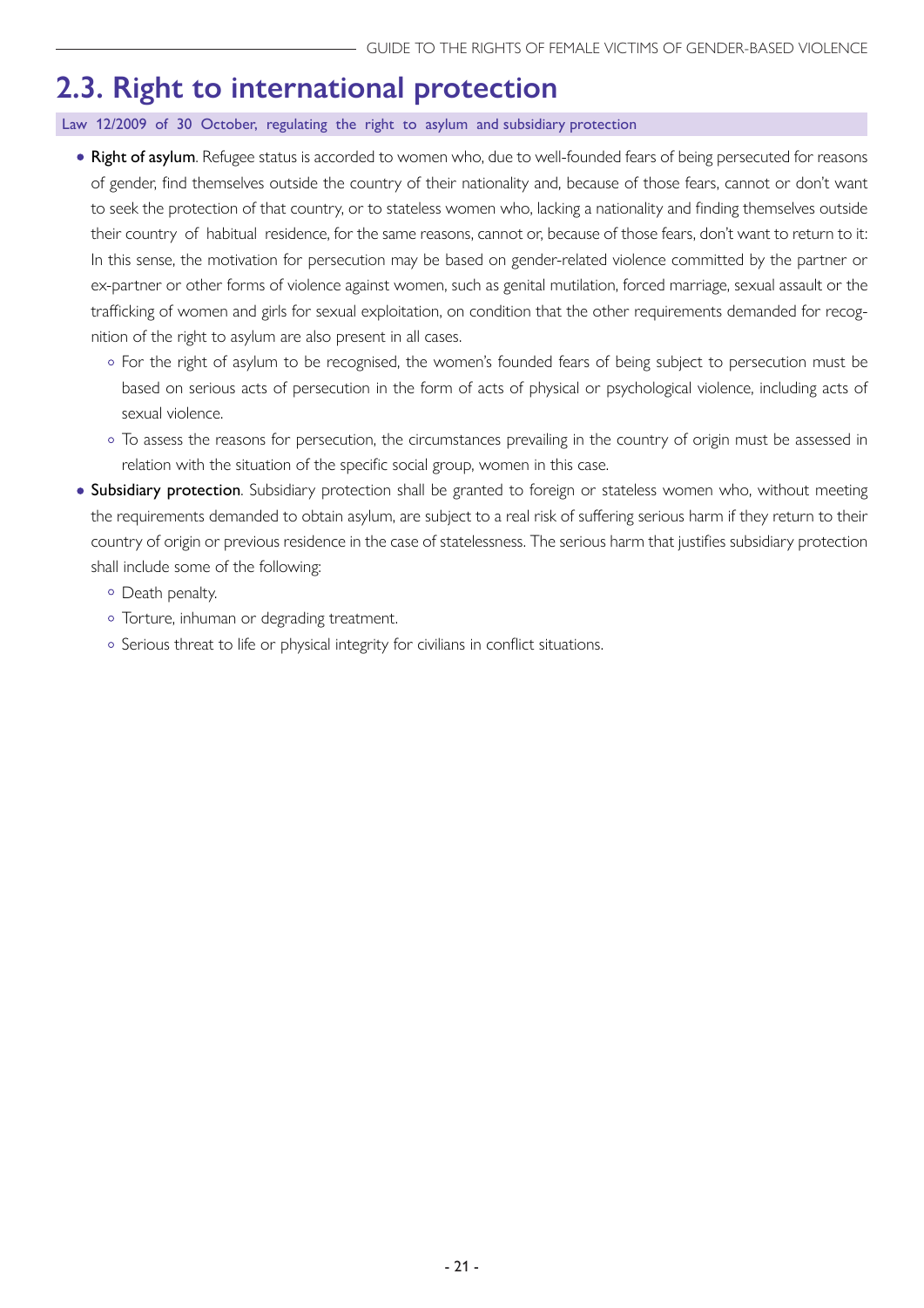## 2.3. Right to international protection

Law 12/2009 of 30 October, regulating the right to asylum and subsidiary protection

- **Right of asylum**. Refugee status is accorded to women who, due to well-founded fears of being persecuted for reasons of gender, find themselves outside the country of their nationality and, because of those fears, cannot or don't want to seek the protection of that country, or to stateless women who, lacking a nationality and finding themselves outside their country of habitual residence, for the same reasons, cannot or, because of those fears, don't want to return to it: In this sense, the motivation for persecution may be based on gender-related violence committed by the partner or ex-partner or other forms of violence against women, such as genital mutilation, forced marriage, sexual assault or the trafficking of women and girls for sexual exploitation, on condition that the other requirements demanded for recognition of the right to asylum are also present in all cases.
  - For the right of asylum to be recognised, the women's founded fears of being subject to persecution must be based on serious acts of persecution in the form of acts of physical or psychological violence, including acts of sexual violence.
  - To assess the reasons for persecution, the circumstances prevailing in the country of origin must be assessed in relation with the situation of the specific social group, women in this case.
- **Subsidiary protection**. Subsidiary protection shall be granted to foreign or stateless women who, without meeting the requirements demanded to obtain asylum, are subject to a real risk of suffering serious harm if they return to their country of origin or previous residence in the case of statelessness. The serious harm that justifies subsidiary protection shall include some of the following:
  - Death penalty.
  - Torture, inhuman or degrading treatment.
  - Serious threat to life or physical integrity for civilians in conflict situations.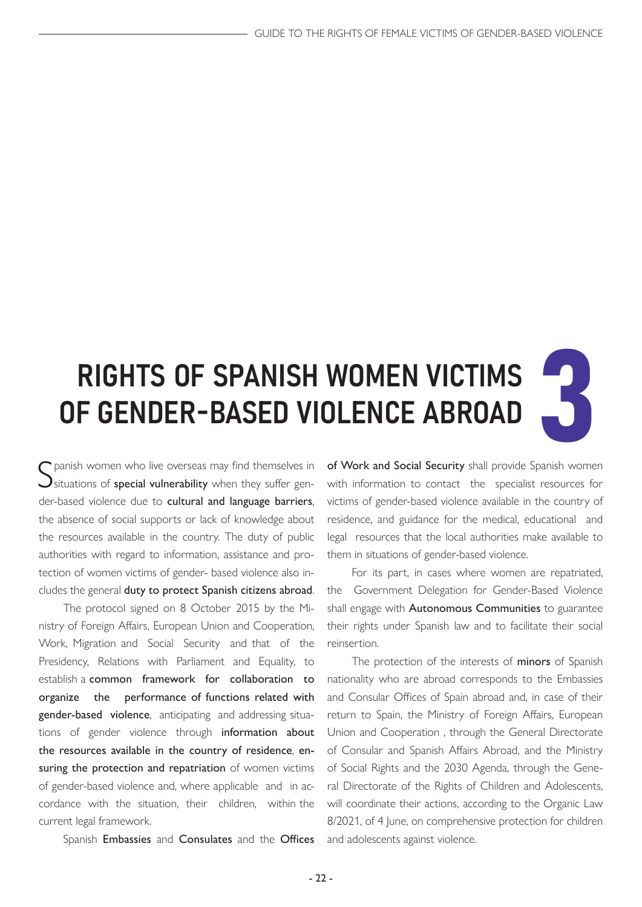# 3 RIGHTS OF SPANISH WOMEN VICTIMS OF GENDER-BASED VIOLENCE ABROAD

Spanish women who live overseas may find themselves in situations of **special vulnerability** when they suffer gender-based violence due to **cultural and language barriers**, the absence of social supports or lack of knowledge about the resources available in the country. The duty of public authorities with regard to information, assistance and protection of women victims of gender- based violence also includes the general **duty to protect Spanish citizens abroad**.

The protocol signed on 8 October 2015 by the Ministry of Foreign Affairs, European Union and Cooperation, Work, Migration and Social Security and that of the Presidency, Relations with Parliament and Equality, to establish a **common framework for collaboration to organize the performance of functions related with gender-based violence**, anticipating and addressing situations of gender violence through **information about the resources available in the country of residence**, **ensuring the protection and repatriation** of women victims of gender-based violence and, where applicable and in accordance with the situation, their children, within the current legal framework.

Spanish **Embassies** and **Consulates** and the **Offices of Work and Social Security** shall provide Spanish women with information to contact the specialist resources for victims of gender-based violence available in the country of residence, and guidance for the medical, educational and legal resources that the local authorities make available to them in situations of gender-based violence.

For its part, in cases where women are repatriated, the Government Delegation for Gender-Based Violence shall engage with **Autonomous Communities** to guarantee their rights under Spanish law and to facilitate their social reinsertion.

The protection of the interests of **minors** of Spanish nationality who are abroad corresponds to the Embassies and Consular Offices of Spain abroad and, in case of their return to Spain, the Ministry of Foreign Affairs, European Union and Cooperation , through the General Directorate of Consular and Spanish Affairs Abroad, and the Ministry of Social Rights and the 2030 Agenda, through the General Directorate of the Rights of Children and Adolescents, will coordinate their actions, according to the Organic Law 8/2021, of 4 June, on comprehensive protection for children and adolescents against violence.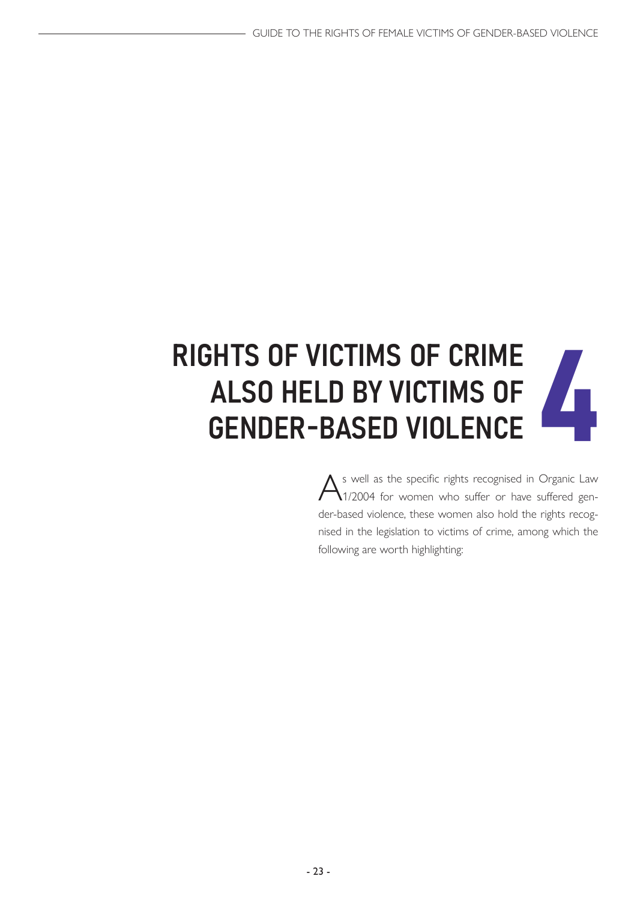# 4 RIGHTS OF VICTIMS OF CRIME ALSO HELD BY VICTIMS OF GENDER-BASED VIOLENCE

As well as the specific rights recognised in Organic Law 1/2004 for women who suffer or have suffered gender-based violence, these women also hold the rights recognised in the legislation to victims of crime, among which the following are worth highlighting: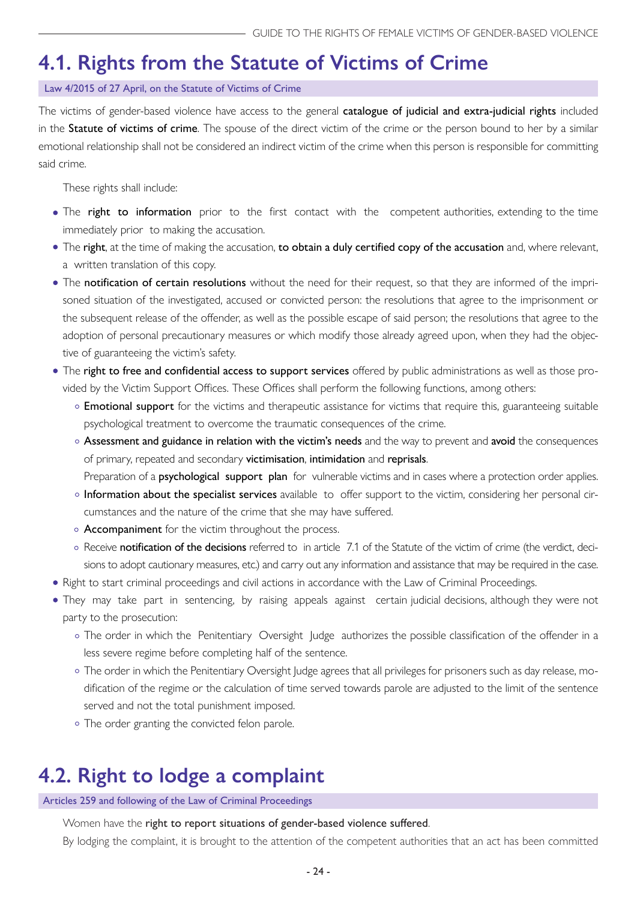## 4.1. Rights from the Statute of Victims of Crime

Law 4/2015 of 27 April, on the Statute of Victims of Crime

The victims of gender-based violence have access to the general **catalogue of judicial and extra-judicial rights** included in the **Statute of victims of crime**. The spouse of the direct victim of the crime or the person bound to her by a similar emotional relationship shall not be considered an indirect victim of the crime when this person is responsible for committing said crime.

These rights shall include:

- The **right to information** prior to the first contact with the competent authorities, extending to the time immediately prior to making the accusation.
- The **right**, at the time of making the accusation, **to obtain a duly certified copy of the accusation** and, where relevant, a written translation of this copy.
- The **notification of certain resolutions** without the need for their request, so that they are informed of the imprisoned situation of the investigated, accused or convicted person: the resolutions that agree to the imprisonment or the subsequent release of the offender, as well as the possible escape of said person; the resolutions that agree to the adoption of personal precautionary measures or which modify those already agreed upon, when they had the objective of guaranteeing the victim's safety.
- The **right to free and confidential access to support services** offered by public administrations as well as those provided by the Victim Support Offices. These Offices shall perform the following functions, among others:
  - **Emotional support** for the victims and therapeutic assistance for victims that require this, guaranteeing suitable psychological treatment to overcome the traumatic consequences of the crime.
  - **Assessment and guidance in relation with the victim's needs** and the way to prevent and **avoid** the consequences of primary, repeated and secondary **victimisation**, **intimidation** and **reprisals**.
    Preparation of a **psychological support plan** for vulnerable victims and in cases where a protection order applies.
  - **Information about the specialist services** available to offer support to the victim, considering her personal circumstances and the nature of the crime that she may have suffered.
  - **Accompaniment** for the victim throughout the process.
  - Receive **notification of the decisions** referred to in article 7.1 of the Statute of the victim of crime (the verdict, decisions to adopt cautionary measures, etc.) and carry out any information and assistance that may be required in the case.
- Right to start criminal proceedings and civil actions in accordance with the Law of Criminal Proceedings.
- They may take part in sentencing, by raising appeals against certain judicial decisions, although they were not party to the prosecution:
  - The order in which the Penitentiary Oversight Judge authorizes the possible classification of the offender in a less severe regime before completing half of the sentence.
  - The order in which the Penitentiary Oversight Judge agrees that all privileges for prisoners such as day release, modification of the regime or the calculation of time served towards parole are adjusted to the limit of the sentence served and not the total punishment imposed.
  - The order granting the convicted felon parole.

## 4.2. Right to lodge a complaint

Articles 259 and following of the Law of Criminal Proceedings

Women have the **right to report situations of gender-based violence suffered**.

By lodging the complaint, it is brought to the attention of the competent authorities that an act has been committed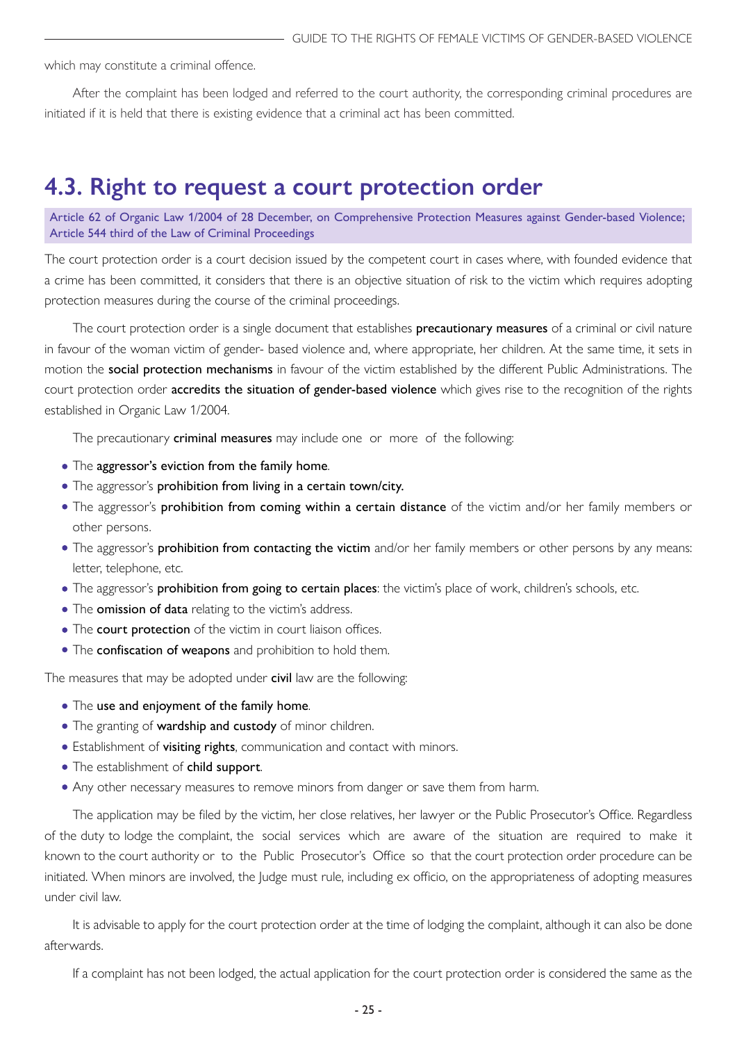which may constitute a criminal offence.

After the complaint has been lodged and referred to the court authority, the corresponding criminal procedures are initiated if it is held that there is existing evidence that a criminal act has been committed.

## 4.3. Right to request a court protection order

Article 62 of Organic Law 1/2004 of 28 December, on Comprehensive Protection Measures against Gender-based Violence; Article 544 third of the Law of Criminal Proceedings

The court protection order is a court decision issued by the competent court in cases where, with founded evidence that a crime has been committed, it considers that there is an objective situation of risk to the victim which requires adopting protection measures during the course of the criminal proceedings.

The court protection order is a single document that establishes **precautionary measures** of a criminal or civil nature in favour of the woman victim of gender- based violence and, where appropriate, her children. At the same time, it sets in motion the **social protection mechanisms** in favour of the victim established by the different Public Administrations. The court protection order **accredits the situation of gender-based violence** which gives rise to the recognition of the rights established in Organic Law 1/2004.

The precautionary **criminal measures** may include one or more of the following:

- The **aggressor's eviction from the family home**.
- The aggressor's **prohibition from living in a certain town/city.**
- The aggressor's **prohibition from coming within a certain distance** of the victim and/or her family members or other persons.
- The aggressor's **prohibition from contacting the victim** and/or her family members or other persons by any means: letter, telephone, etc.
- The aggressor's **prohibition from going to certain places**: the victim's place of work, children's schools, etc.
- The **omission of data** relating to the victim's address.
- The **court protection** of the victim in court liaison offices.
- The **confiscation of weapons** and prohibition to hold them.

The measures that may be adopted under **civil** law are the following:

- The **use and enjoyment of the family home**.
- The granting of **wardship and custody** of minor children.
- Establishment of **visiting rights**, communication and contact with minors.
- The establishment of **child support**.
- Any other necessary measures to remove minors from danger or save them from harm.

The application may be filed by the victim, her close relatives, her lawyer or the Public Prosecutor's Office. Regardless of the duty to lodge the complaint, the social services which are aware of the situation are required to make it known to the court authority or to the Public Prosecutor's Office so that the court protection order procedure can be initiated. When minors are involved, the Judge must rule, including ex officio, on the appropriateness of adopting measures under civil law.

It is advisable to apply for the court protection order at the time of lodging the complaint, although it can also be done afterwards.

If a complaint has not been lodged, the actual application for the court protection order is considered the same as the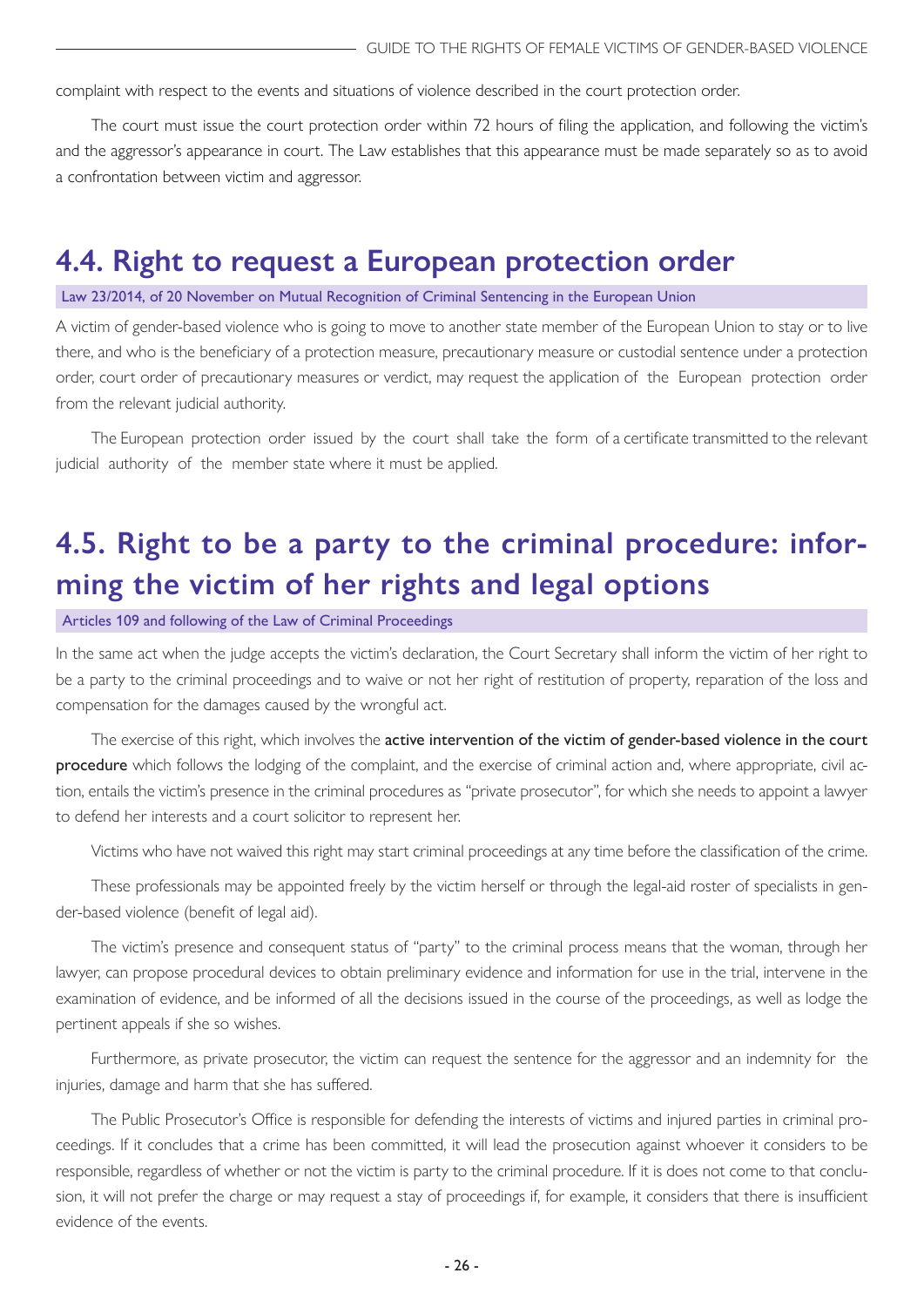complaint with respect to the events and situations of violence described in the court protection order.

The court must issue the court protection order within 72 hours of filing the application, and following the victim's and the aggressor's appearance in court. The Law establishes that this appearance must be made separately so as to avoid a confrontation between victim and aggressor.

## 4.4. Right to request a European protection order

Law 23/2014, of 20 November on Mutual Recognition of Criminal Sentencing in the European Union

A victim of gender-based violence who is going to move to another state member of the European Union to stay or to live there, and who is the beneficiary of a protection measure, precautionary measure or custodial sentence under a protection order, court order of precautionary measures or verdict, may request the application of the European protection order from the relevant judicial authority.

The European protection order issued by the court shall take the form of a certificate transmitted to the relevant judicial authority of the member state where it must be applied.

## 4.5. Right to be a party to the criminal procedure: informing the victim of her rights and legal options

Articles 109 and following of the Law of Criminal Proceedings

In the same act when the judge accepts the victim's declaration, the Court Secretary shall inform the victim of her right to be a party to the criminal proceedings and to waive or not her right of restitution of property, reparation of the loss and compensation for the damages caused by the wrongful act.

The exercise of this right, which involves the **active intervention of the victim of gender-based violence in the court procedure** which follows the lodging of the complaint, and the exercise of criminal action and, where appropriate, civil action, entails the victim's presence in the criminal procedures as "private prosecutor", for which she needs to appoint a lawyer to defend her interests and a court solicitor to represent her.

Victims who have not waived this right may start criminal proceedings at any time before the classification of the crime.

These professionals may be appointed freely by the victim herself or through the legal-aid roster of specialists in gender-based violence (benefit of legal aid).

The victim's presence and consequent status of "party" to the criminal process means that the woman, through her lawyer, can propose procedural devices to obtain preliminary evidence and information for use in the trial, intervene in the examination of evidence, and be informed of all the decisions issued in the course of the proceedings, as well as lodge the pertinent appeals if she so wishes.

Furthermore, as private prosecutor, the victim can request the sentence for the aggressor and an indemnity for the injuries, damage and harm that she has suffered.

The Public Prosecutor's Office is responsible for defending the interests of victims and injured parties in criminal proceedings. If it concludes that a crime has been committed, it will lead the prosecution against whoever it considers to be responsible, regardless of whether or not the victim is party to the criminal procedure. If it is does not come to that conclusion, it will not prefer the charge or may request a stay of proceedings if, for example, it considers that there is insufficient evidence of the events.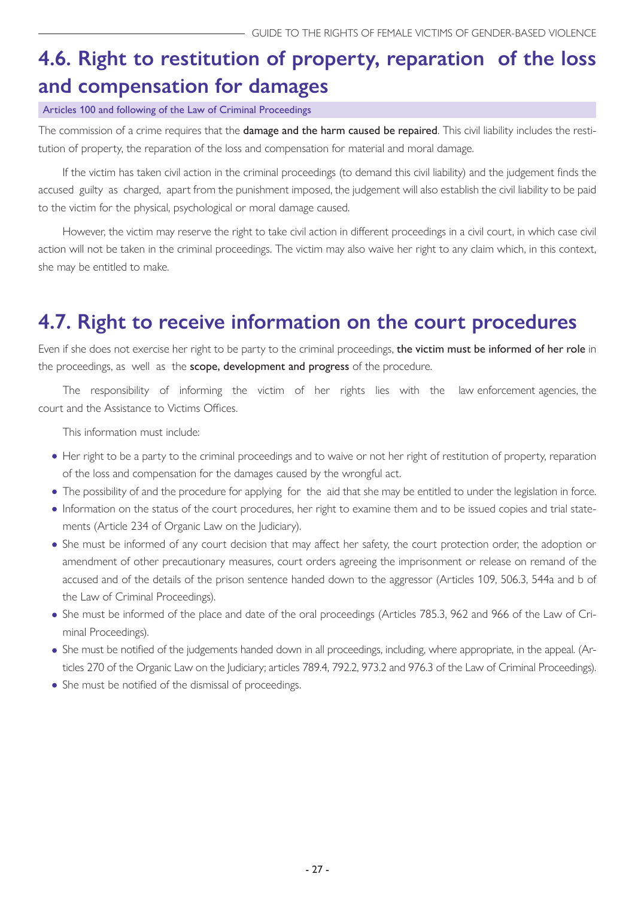## 4.6. Right to restitution of property, reparation of the loss and compensation for damages

Articles 100 and following of the Law of Criminal Proceedings

The commission of a crime requires that the **damage and the harm caused be repaired**. This civil liability includes the restitution of property, the reparation of the loss and compensation for material and moral damage.

If the victim has taken civil action in the criminal proceedings (to demand this civil liability) and the judgement finds the accused guilty as charged, apart from the punishment imposed, the judgement will also establish the civil liability to be paid to the victim for the physical, psychological or moral damage caused.

However, the victim may reserve the right to take civil action in different proceedings in a civil court, in which case civil action will not be taken in the criminal proceedings. The victim may also waive her right to any claim which, in this context, she may be entitled to make.

## 4.7. Right to receive information on the court procedures

Even if she does not exercise her right to be party to the criminal proceedings, **the victim must be informed of her role** in the proceedings, as well as the **scope, development and progress** of the procedure.

The responsibility of informing the victim of her rights lies with the law enforcement agencies, the court and the Assistance to Victims Offices.

This information must include:

- Her right to be a party to the criminal proceedings and to waive or not her right of restitution of property, reparation of the loss and compensation for the damages caused by the wrongful act.
- The possibility of and the procedure for applying for the aid that she may be entitled to under the legislation in force.
- Information on the status of the court procedures, her right to examine them and to be issued copies and trial statements (Article 234 of Organic Law on the Judiciary).
- She must be informed of any court decision that may affect her safety, the court protection order, the adoption or amendment of other precautionary measures, court orders agreeing the imprisonment or release on remand of the accused and of the details of the prison sentence handed down to the aggressor (Articles 109, 506.3, 544a and b of the Law of Criminal Proceedings).
- She must be informed of the place and date of the oral proceedings (Articles 785.3, 962 and 966 of the Law of Criminal Proceedings).
- She must be notified of the judgements handed down in all proceedings, including, where appropriate, in the appeal. (Articles 270 of the Organic Law on the Judiciary; articles 789.4, 792.2, 973.2 and 976.3 of the Law of Criminal Proceedings).
- She must be notified of the dismissal of proceedings.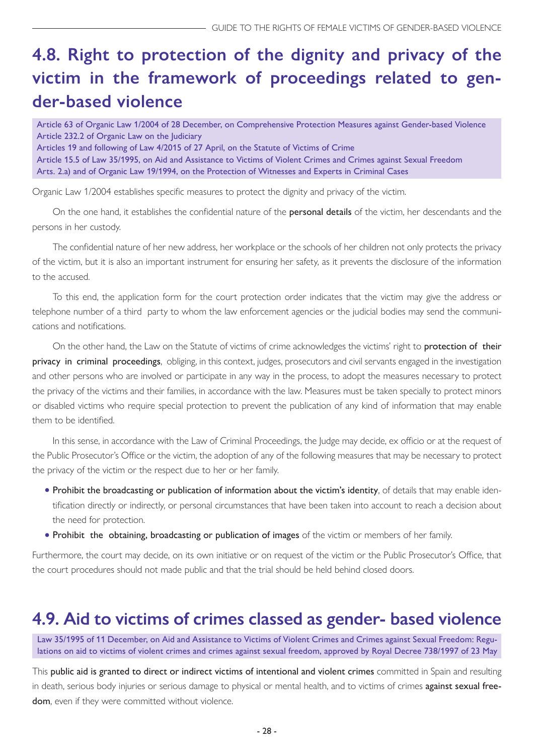## 4.8. Right to protection of the dignity and privacy of the victim in the framework of proceedings related to gender-based violence

Article 63 of Organic Law 1/2004 of 28 December, on Comprehensive Protection Measures against Gender-based Violence
Article 232.2 of Organic Law on the Judiciary
Articles 19 and following of Law 4/2015 of 27 April, on the Statute of Victims of Crime
Article 15.5 of Law 35/1995, on Aid and Assistance to Victims of Violent Crimes and Crimes against Sexual Freedom
Arts. 2.a) and of Organic Law 19/1994, on the Protection of Witnesses and Experts in Criminal Cases

Organic Law 1/2004 establishes specific measures to protect the dignity and privacy of the victim.

On the one hand, it establishes the confidential nature of the **personal details** of the victim, her descendants and the persons in her custody.

The confidential nature of her new address, her workplace or the schools of her children not only protects the privacy of the victim, but it is also an important instrument for ensuring her safety, as it prevents the disclosure of the information to the accused.

To this end, the application form for the court protection order indicates that the victim may give the address or telephone number of a third party to whom the law enforcement agencies or the judicial bodies may send the communications and notifications.

On the other hand, the Law on the Statute of victims of crime acknowledges the victims' right to **protection of their privacy in criminal proceedings**, obliging, in this context, judges, prosecutors and civil servants engaged in the investigation and other persons who are involved or participate in any way in the process, to adopt the measures necessary to protect the privacy of the victims and their families, in accordance with the law. Measures must be taken specially to protect minors or disabled victims who require special protection to prevent the publication of any kind of information that may enable them to be identified.

In this sense, in accordance with the Law of Criminal Proceedings, the Judge may decide, ex officio or at the request of the Public Prosecutor's Office or the victim, the adoption of any of the following measures that may be necessary to protect the privacy of the victim or the respect due to her or her family.

- **Prohibit the broadcasting or publication of information about the victim's identity**, of details that may enable identification directly or indirectly, or personal circumstances that have been taken into account to reach a decision about the need for protection.
- **Prohibit the obtaining, broadcasting or publication of images** of the victim or members of her family.

Furthermore, the court may decide, on its own initiative or on request of the victim or the Public Prosecutor's Office, that the court procedures should not made public and that the trial should be held behind closed doors.

## 4.9. Aid to victims of crimes classed as gender- based violence

Law 35/1995 of 11 December, on Aid and Assistance to Victims of Violent Crimes and Crimes against Sexual Freedom: Regulations on aid to victims of violent crimes and crimes against sexual freedom, approved by Royal Decree 738/1997 of 23 May

This **public aid is granted to direct or indirect victims of intentional and violent crimes** committed in Spain and resulting in death, serious body injuries or serious damage to physical or mental health, and to victims of crimes **against sexual freedom**, even if they were committed without violence.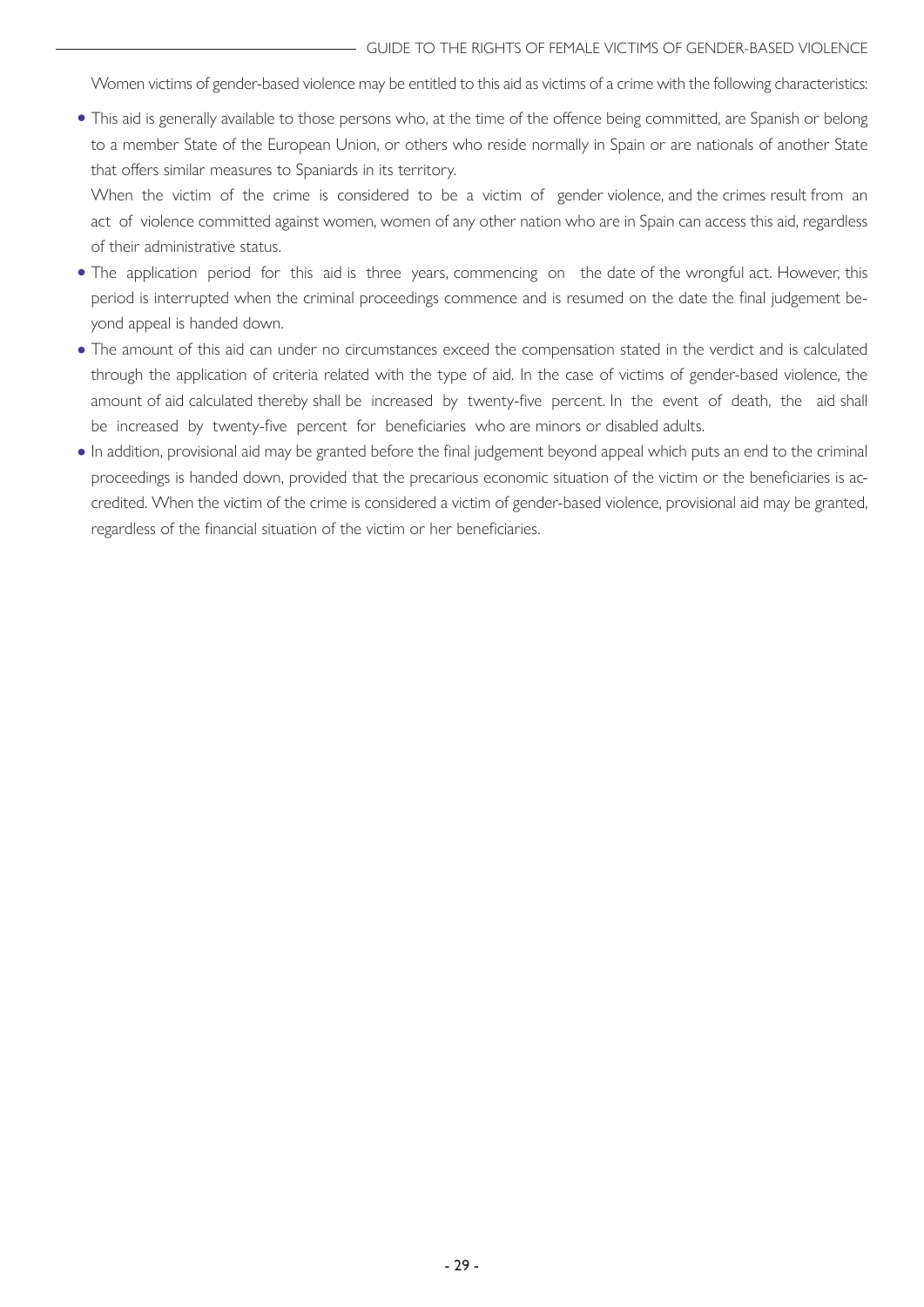Women victims of gender-based violence may be entitled to this aid as victims of a crime with the following characteristics:

- This aid is generally available to those persons who, at the time of the offence being committed, are Spanish or belong to a member State of the European Union, or others who reside normally in Spain or are nationals of another State that offers similar measures to Spaniards in its territory.

  When the victim of the crime is considered to be a victim of gender violence, and the crimes result from an act of violence committed against women, women of any other nation who are in Spain can access this aid, regardless of their administrative status.

- The application period for this aid is three years, commencing on the date of the wrongful act. However, this period is interrupted when the criminal proceedings commence and is resumed on the date the final judgement beyond appeal is handed down.
- The amount of this aid can under no circumstances exceed the compensation stated in the verdict and is calculated through the application of criteria related with the type of aid. In the case of victims of gender-based violence, the amount of aid calculated thereby shall be increased by twenty-five percent. In the event of death, the aid shall be increased by twenty-five percent for beneficiaries who are minors or disabled adults.
- In addition, provisional aid may be granted before the final judgement beyond appeal which puts an end to the criminal proceedings is handed down, provided that the precarious economic situation of the victim or the beneficiaries is accredited. When the victim of the crime is considered a victim of gender-based violence, provisional aid may be granted, regardless of the financial situation of the victim or her beneficiaries.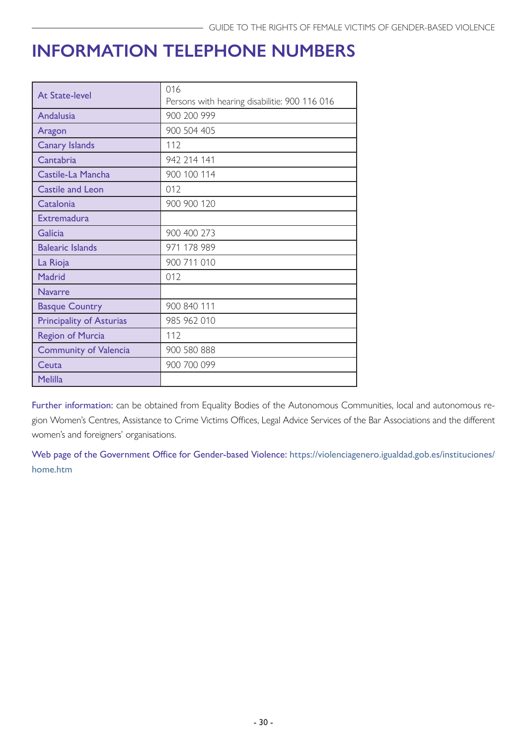# INFORMATION TELEPHONE NUMBERS

| | |
|---|---|
| At State-level | 016<br>Persons with hearing disabilitie: 900 116 016 |
| Andalusia | 900 200 999 |
| Aragon | 900 504 405 |
| Canary Islands | 112 |
| Cantabria | 942 214 141 |
| Castile-La Mancha | 900 100 114 |
| Castile and Leon | 012 |
| Catalonia | 900 900 120 |
| Extremadura | |
| Galícia | 900 400 273 |
| Balearic Islands | 971 178 989 |
| La Rioja | 900 711 010 |
| Madrid | 012 |
| Navarre | |
| Basque Country | 900 840 111 |
| Principality of Asturias | 985 962 010 |
| Region of Murcia | 112 |
| Community of Valencia | 900 580 888 |
| Ceuta | 900 700 099 |
| Melilla | |

Further information: can be obtained from Equality Bodies of the Autonomous Communities, local and autonomous region Women's Centres, Assistance to Crime Victims Offices, Legal Advice Services of the Bar Associations and the different women's and foreigners' organisations.

Web page of the Government Office for Gender-based Violence: https://violenciagenero.igualdad.gob.es/instituciones/home.htm